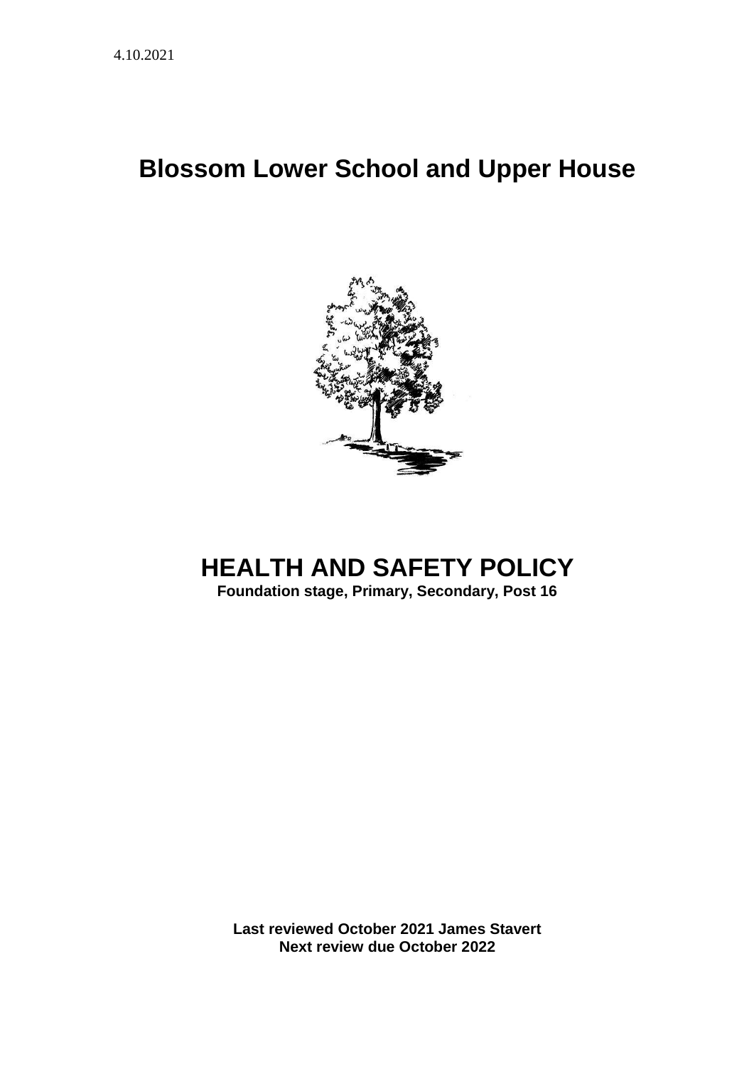4.10.2021

# Blossom Lower School and Upper House

# HEALTH AND SAFETY POLICY

**Foundation stage, Primary, Secondary, Post 16**

**Last reviewed October 2021 James Stavert**
**Next review due October 2022**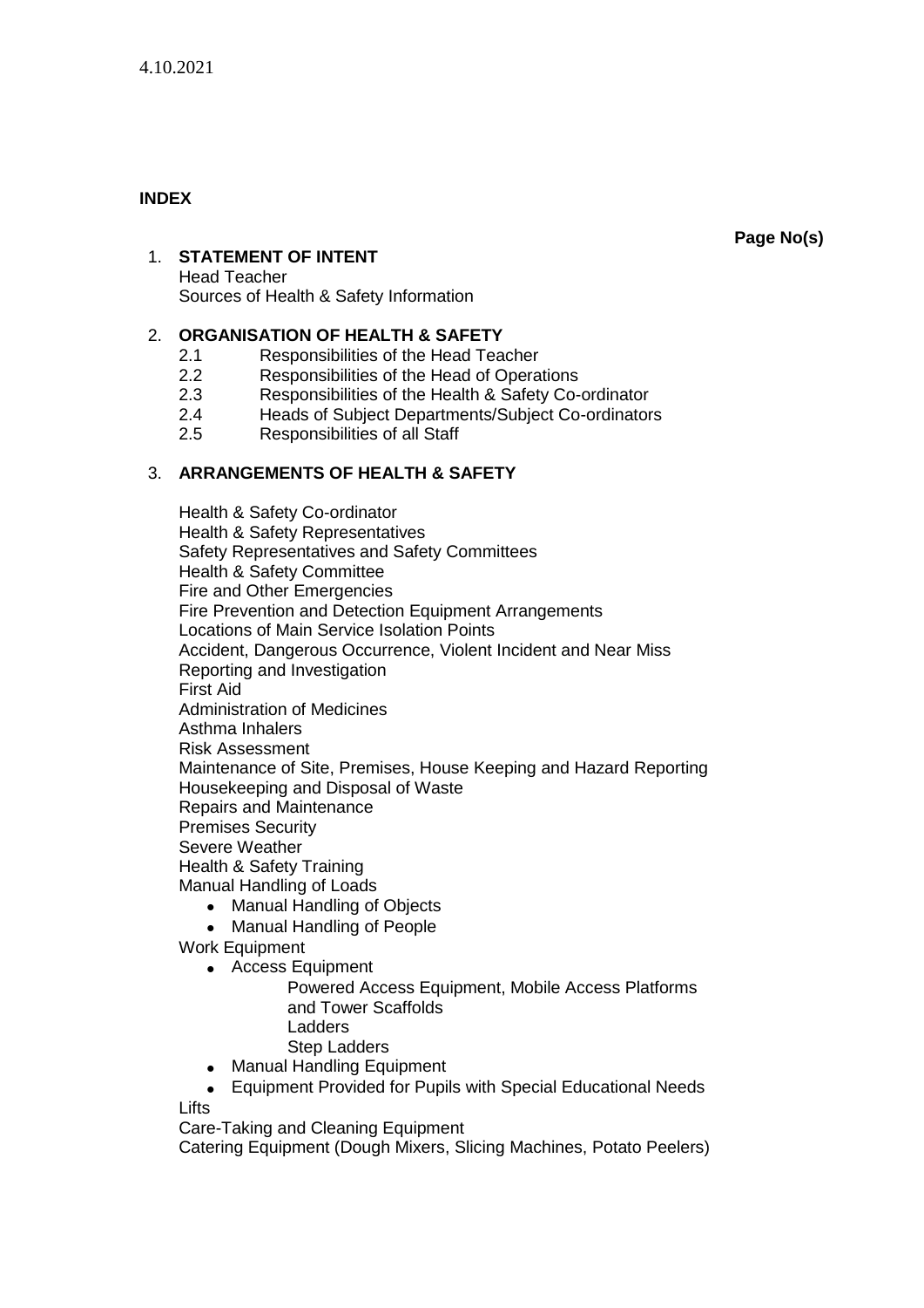4.10.2021

**INDEX**

**Page No(s)**

1. **STATEMENT OF INTENT**
   Head Teacher
   Sources of Health & Safety Information

2. **ORGANISATION OF HEALTH & SAFETY**
   2.1 Responsibilities of the Head Teacher
   2.2 Responsibilities of the Head of Operations
   2.3 Responsibilities of the Health & Safety Co-ordinator
   2.4 Heads of Subject Departments/Subject Co-ordinators
   2.5 Responsibilities of all Staff

3. **ARRANGEMENTS OF HEALTH & SAFETY**

   Health & Safety Co-ordinator
   Health & Safety Representatives
   Safety Representatives and Safety Committees
   Health & Safety Committee
   Fire and Other Emergencies
   Fire Prevention and Detection Equipment Arrangements
   Locations of Main Service Isolation Points
   Accident, Dangerous Occurrence, Violent Incident and Near Miss Reporting and Investigation
   First Aid
   Administration of Medicines
   Asthma Inhalers
   Risk Assessment
   Maintenance of Site, Premises, House Keeping and Hazard Reporting
   Housekeeping and Disposal of Waste
   Repairs and Maintenance
   Premises Security
   Severe Weather
   Health & Safety Training
   Manual Handling of Loads
   - Manual Handling of Objects
   - Manual Handling of People

   Work Equipment
   - Access Equipment
     - Powered Access Equipment, Mobile Access Platforms and Tower Scaffolds
     - Ladders
     - Step Ladders
   - Manual Handling Equipment
   - Equipment Provided for Pupils with Special Educational Needs

   Lifts
   Care-Taking and Cleaning Equipment
   Catering Equipment (Dough Mixers, Slicing Machines, Potato Peelers)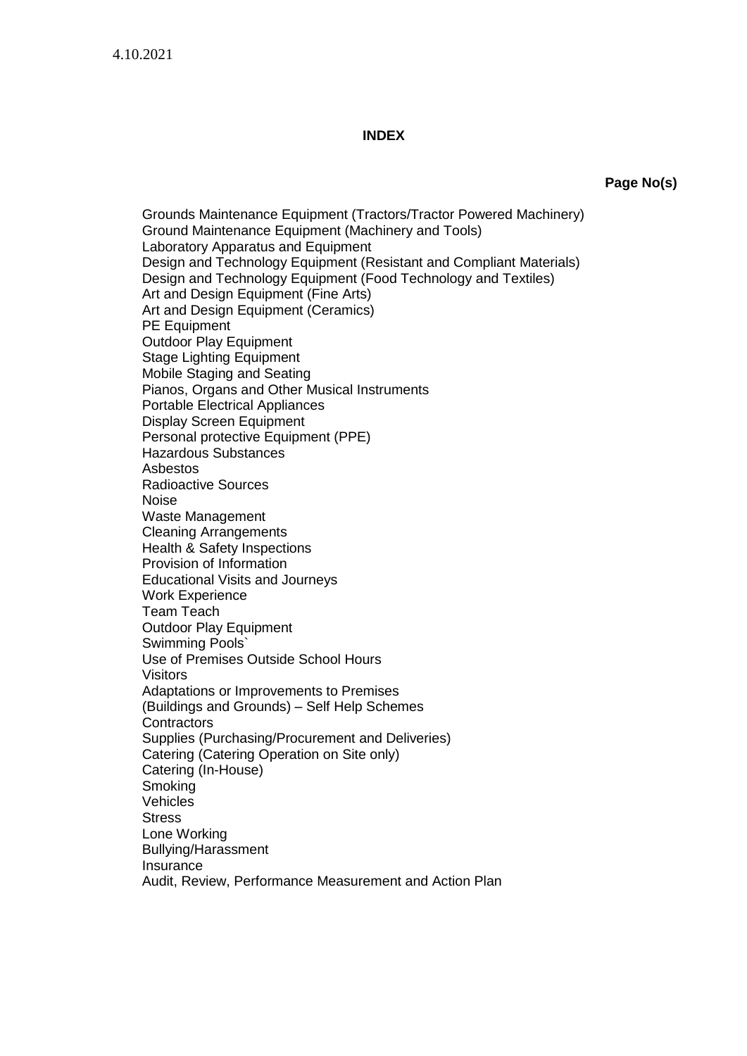4.10.2021

## INDEX

**Page No(s)**

Grounds Maintenance Equipment (Tractors/Tractor Powered Machinery)
Ground Maintenance Equipment (Machinery and Tools)
Laboratory Apparatus and Equipment
Design and Technology Equipment (Resistant and Compliant Materials)
Design and Technology Equipment (Food Technology and Textiles)
Art and Design Equipment (Fine Arts)
Art and Design Equipment (Ceramics)
PE Equipment
Outdoor Play Equipment
Stage Lighting Equipment
Mobile Staging and Seating
Pianos, Organs and Other Musical Instruments
Portable Electrical Appliances
Display Screen Equipment
Personal protective Equipment (PPE)
Hazardous Substances
Asbestos
Radioactive Sources
Noise
Waste Management
Cleaning Arrangements
Health & Safety Inspections
Provision of Information
Educational Visits and Journeys
Work Experience
Team Teach
Outdoor Play Equipment
Swimming Pools`
Use of Premises Outside School Hours
Visitors
Adaptations or Improvements to Premises
(Buildings and Grounds) – Self Help Schemes
Contractors
Supplies (Purchasing/Procurement and Deliveries)
Catering (Catering Operation on Site only)
Catering (In-House)
Smoking
Vehicles
Stress
Lone Working
Bullying/Harassment
Insurance
Audit, Review, Performance Measurement and Action Plan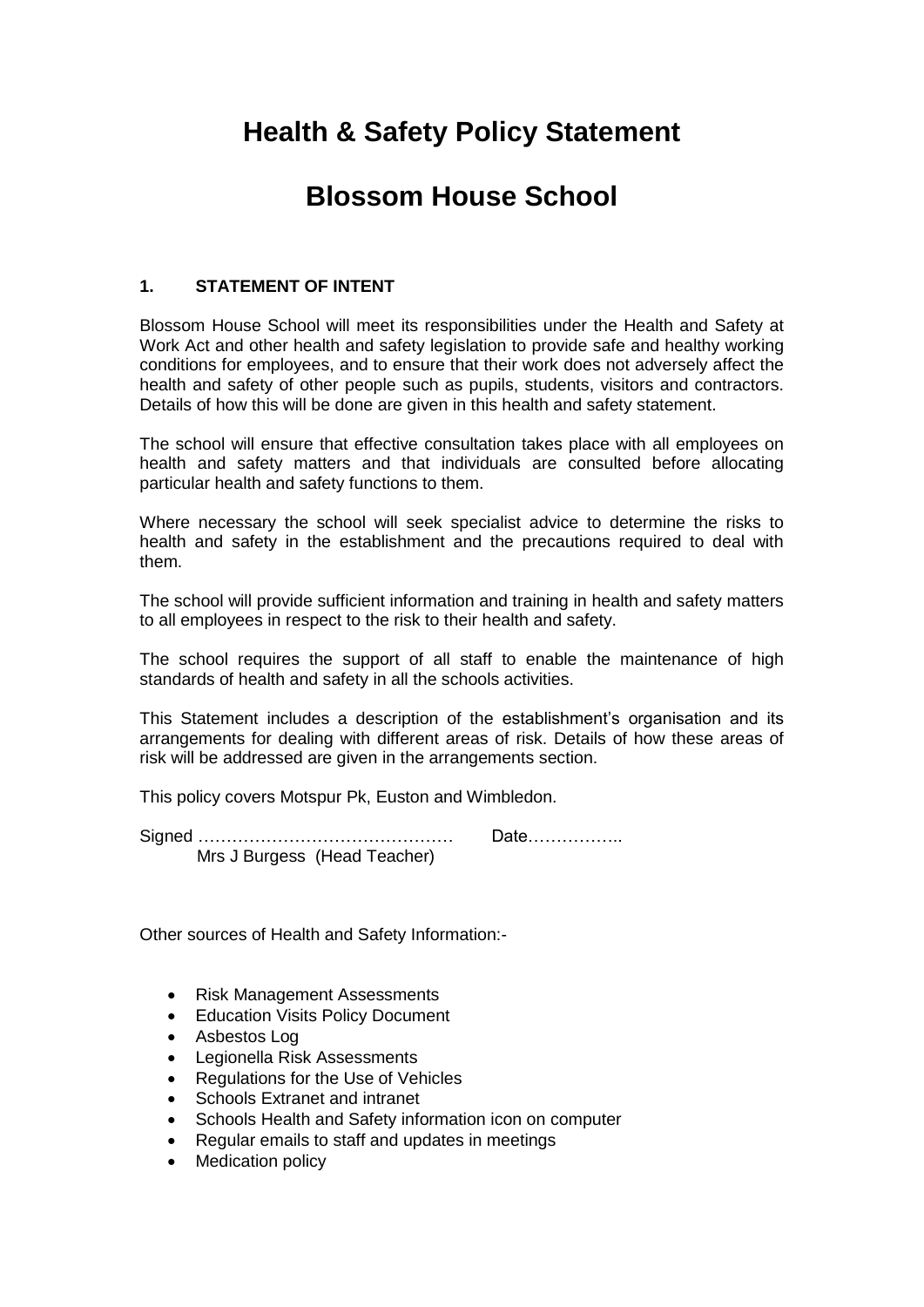# Health & Safety Policy Statement

# Blossom House School

### 1. STATEMENT OF INTENT

Blossom House School will meet its responsibilities under the Health and Safety at Work Act and other health and safety legislation to provide safe and healthy working conditions for employees, and to ensure that their work does not adversely affect the health and safety of other people such as pupils, students, visitors and contractors. Details of how this will be done are given in this health and safety statement.

The school will ensure that effective consultation takes place with all employees on health and safety matters and that individuals are consulted before allocating particular health and safety functions to them.

Where necessary the school will seek specialist advice to determine the risks to health and safety in the establishment and the precautions required to deal with them.

The school will provide sufficient information and training in health and safety matters to all employees in respect to the risk to their health and safety.

The school requires the support of all staff to enable the maintenance of high standards of health and safety in all the schools activities.

This Statement includes a description of the establishment's organisation and its arrangements for dealing with different areas of risk. Details of how these areas of risk will be addressed are given in the arrangements section.

This policy covers Motspur Pk, Euston and Wimbledon.

Signed ……………………………………… Date……………..
Mrs J Burgess (Head Teacher)

Other sources of Health and Safety Information:-

- Risk Management Assessments
- Education Visits Policy Document
- Asbestos Log
- Legionella Risk Assessments
- Regulations for the Use of Vehicles
- Schools Extranet and intranet
- Schools Health and Safety information icon on computer
- Regular emails to staff and updates in meetings
- Medication policy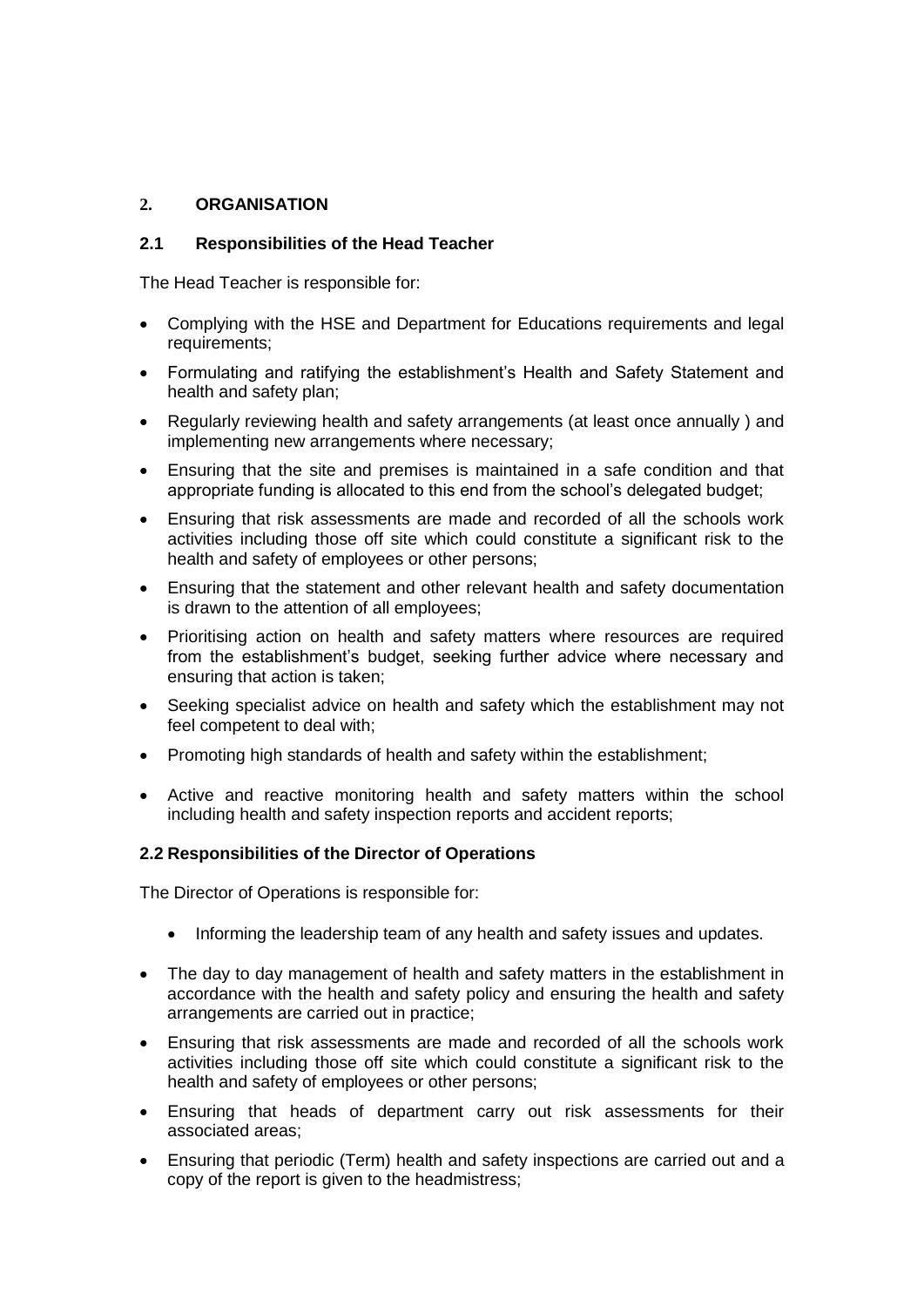## 2. ORGANISATION

### 2.1 Responsibilities of the Head Teacher

The Head Teacher is responsible for:

- Complying with the HSE and Department for Educations requirements and legal requirements;
- Formulating and ratifying the establishment's Health and Safety Statement and health and safety plan;
- Regularly reviewing health and safety arrangements (at least once annually ) and implementing new arrangements where necessary;
- Ensuring that the site and premises is maintained in a safe condition and that appropriate funding is allocated to this end from the school's delegated budget;
- Ensuring that risk assessments are made and recorded of all the schools work activities including those off site which could constitute a significant risk to the health and safety of employees or other persons;
- Ensuring that the statement and other relevant health and safety documentation is drawn to the attention of all employees;
- Prioritising action on health and safety matters where resources are required from the establishment's budget, seeking further advice where necessary and ensuring that action is taken;
- Seeking specialist advice on health and safety which the establishment may not feel competent to deal with;
- Promoting high standards of health and safety within the establishment;
- Active and reactive monitoring health and safety matters within the school including health and safety inspection reports and accident reports;

### 2.2 Responsibilities of the Director of Operations

The Director of Operations is responsible for:

- Informing the leadership team of any health and safety issues and updates.
- The day to day management of health and safety matters in the establishment in accordance with the health and safety policy and ensuring the health and safety arrangements are carried out in practice;
- Ensuring that risk assessments are made and recorded of all the schools work activities including those off site which could constitute a significant risk to the health and safety of employees or other persons;
- Ensuring that heads of department carry out risk assessments for their associated areas;
- Ensuring that periodic (Term) health and safety inspections are carried out and a copy of the report is given to the headmistress;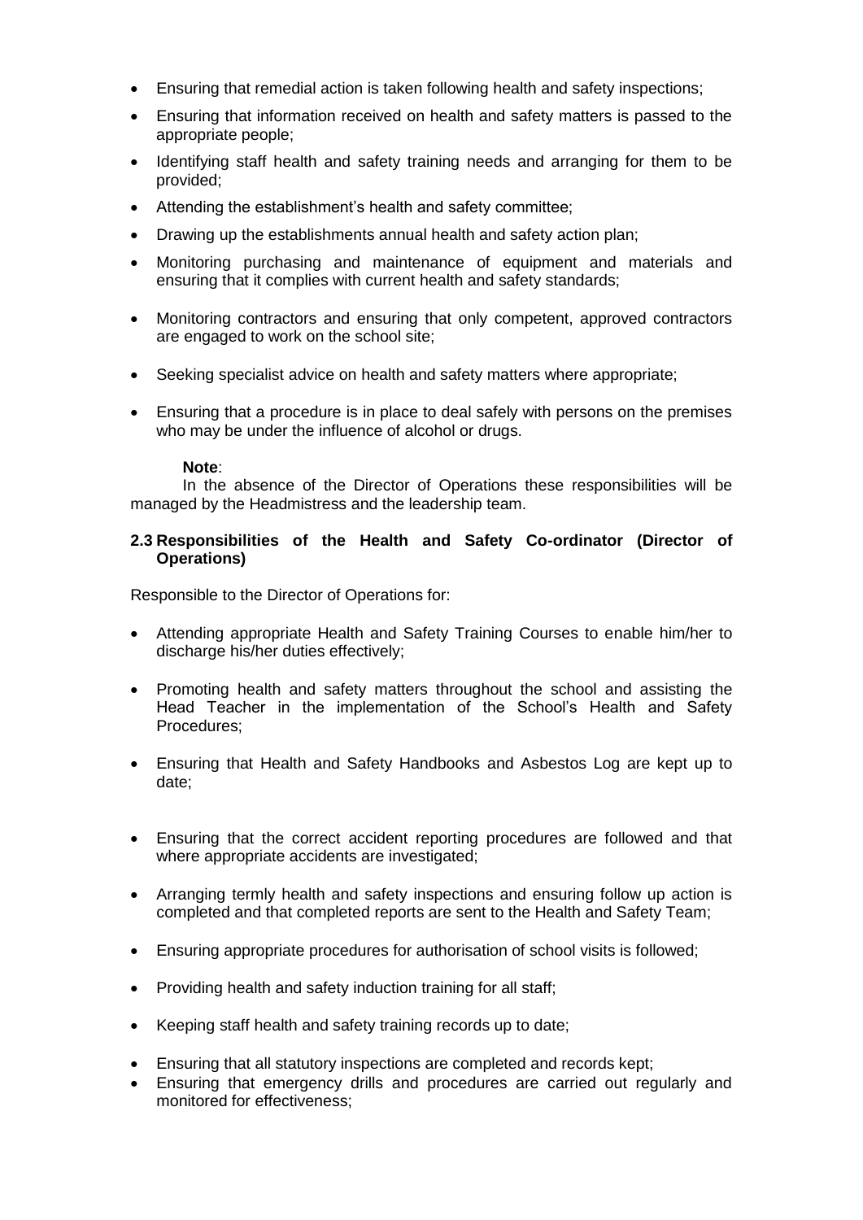- Ensuring that remedial action is taken following health and safety inspections;
- Ensuring that information received on health and safety matters is passed to the appropriate people;
- Identifying staff health and safety training needs and arranging for them to be provided;
- Attending the establishment's health and safety committee;
- Drawing up the establishments annual health and safety action plan;
- Monitoring purchasing and maintenance of equipment and materials and ensuring that it complies with current health and safety standards;
- Monitoring contractors and ensuring that only competent, approved contractors are engaged to work on the school site;
- Seeking specialist advice on health and safety matters where appropriate;
- Ensuring that a procedure is in place to deal safely with persons on the premises who may be under the influence of alcohol or drugs.

**Note**:

In the absence of the Director of Operations these responsibilities will be managed by the Headmistress and the leadership team.

### 2.3 Responsibilities of the Health and Safety Co-ordinator (Director of Operations)

Responsible to the Director of Operations for:

- Attending appropriate Health and Safety Training Courses to enable him/her to discharge his/her duties effectively;
- Promoting health and safety matters throughout the school and assisting the Head Teacher in the implementation of the School's Health and Safety Procedures;
- Ensuring that Health and Safety Handbooks and Asbestos Log are kept up to date;
- Ensuring that the correct accident reporting procedures are followed and that where appropriate accidents are investigated;
- Arranging termly health and safety inspections and ensuring follow up action is completed and that completed reports are sent to the Health and Safety Team;
- Ensuring appropriate procedures for authorisation of school visits is followed;
- Providing health and safety induction training for all staff;
- Keeping staff health and safety training records up to date;
- Ensuring that all statutory inspections are completed and records kept;
- Ensuring that emergency drills and procedures are carried out regularly and monitored for effectiveness;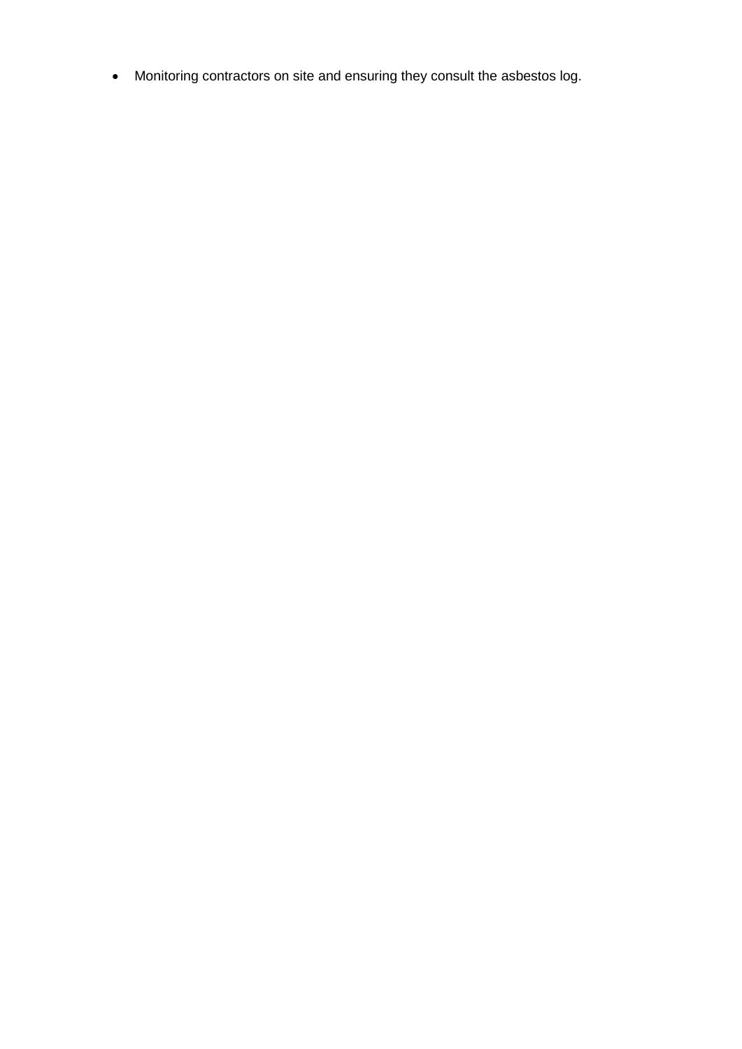- Monitoring contractors on site and ensuring they consult the asbestos log.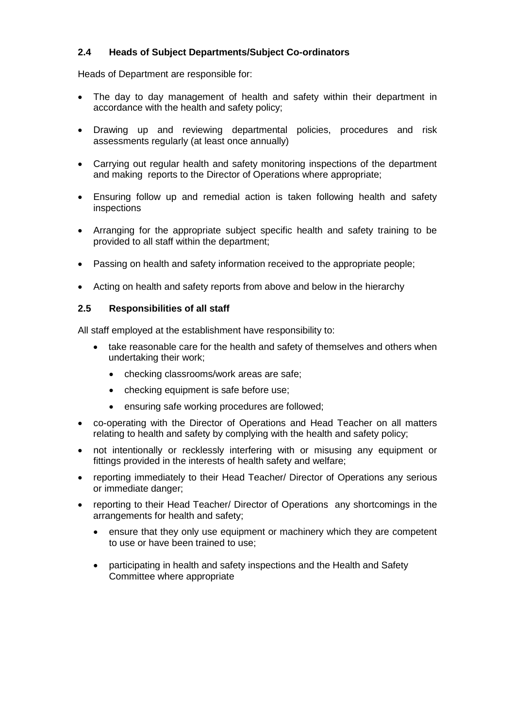### 2.4 Heads of Subject Departments/Subject Co-ordinators

Heads of Department are responsible for:

- The day to day management of health and safety within their department in accordance with the health and safety policy;
- Drawing up and reviewing departmental policies, procedures and risk assessments regularly (at least once annually)
- Carrying out regular health and safety monitoring inspections of the department and making reports to the Director of Operations where appropriate;
- Ensuring follow up and remedial action is taken following health and safety inspections
- Arranging for the appropriate subject specific health and safety training to be provided to all staff within the department;
- Passing on health and safety information received to the appropriate people;
- Acting on health and safety reports from above and below in the hierarchy

### 2.5 Responsibilities of all staff

All staff employed at the establishment have responsibility to:

- take reasonable care for the health and safety of themselves and others when undertaking their work;
  - checking classrooms/work areas are safe;
  - checking equipment is safe before use;
  - ensuring safe working procedures are followed;
- co-operating with the Director of Operations and Head Teacher on all matters relating to health and safety by complying with the health and safety policy;
- not intentionally or recklessly interfering with or misusing any equipment or fittings provided in the interests of health safety and welfare;
- reporting immediately to their Head Teacher/ Director of Operations any serious or immediate danger;
- reporting to their Head Teacher/ Director of Operations any shortcomings in the arrangements for health and safety;
  - ensure that they only use equipment or machinery which they are competent to use or have been trained to use;
  - participating in health and safety inspections and the Health and Safety Committee where appropriate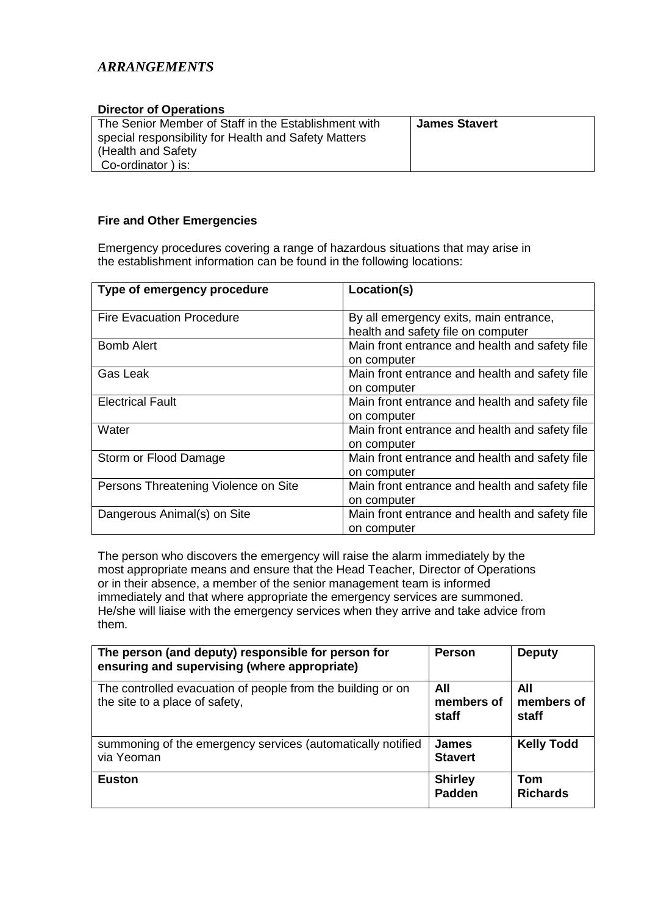## *ARRANGEMENTS*

**Director of Operations**

| The Senior Member of Staff in the Establishment with special responsibility for Health and Safety Matters (Health and Safety Co-ordinator ) is: | **James Stavert** |
|---|---|

**Fire and Other Emergencies**

Emergency procedures covering a range of hazardous situations that may arise in the establishment information can be found in the following locations:

| Type of emergency procedure | Location(s) |
|---|---|
| Fire Evacuation Procedure | By all emergency exits, main entrance, health and safety file on computer |
| Bomb Alert | Main front entrance and health and safety file on computer |
| Gas Leak | Main front entrance and health and safety file on computer |
| Electrical Fault | Main front entrance and health and safety file on computer |
| Water | Main front entrance and health and safety file on computer |
| Storm or Flood Damage | Main front entrance and health and safety file on computer |
| Persons Threatening Violence on Site | Main front entrance and health and safety file on computer |
| Dangerous Animal(s) on Site | Main front entrance and health and safety file on computer |

The person who discovers the emergency will raise the alarm immediately by the most appropriate means and ensure that the Head Teacher, Director of Operations or in their absence, a member of the senior management team is informed immediately and that where appropriate the emergency services are summoned. He/she will liaise with the emergency services when they arrive and take advice from them.

| The person (and deputy) responsible for person for ensuring and supervising (where appropriate) | Person | Deputy |
|---|---|---|
| The controlled evacuation of people from the building or on the site to a place of safety, | **All members of staff** | **All members of staff** |
| summoning of the emergency services (automatically notified via Yeoman | **James Stavert** | **Kelly Todd** |
| **Euston** | **Shirley Padden** | **Tom Richards** |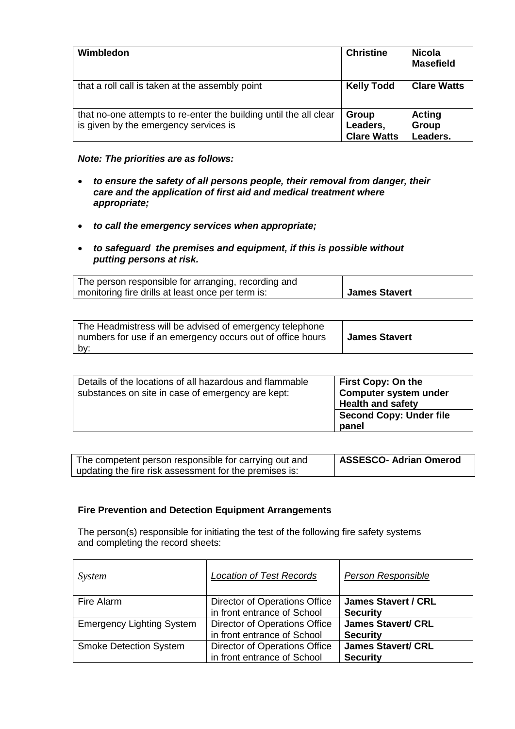| Wimbledon | **Christine** | **Nicola Masefield** |
|---|---|---|
| that a roll call is taken at the assembly point | **Kelly Todd** | **Clare Watts** |
| that no-one attempts to re-enter the building until the all clear is given by the emergency services is | **Group Leaders, Clare Watts** | **Acting Group Leaders.** |

***Note: The priorities are as follows:***

- ***to ensure the safety of all persons people, their removal from danger, their care and the application of first aid and medical treatment where appropriate;***
- ***to call the emergency services when appropriate;***
- ***to safeguard the premises and equipment, if this is possible without putting persons at risk.***

| The person responsible for arranging, recording and monitoring fire drills at least once per term is: | **James Stavert** |
|---|---|

| The Headmistress will be advised of emergency telephone numbers for use if an emergency occurs out of office hours by: | **James Stavert** |
|---|---|

| Details of the locations of all hazardous and flammable substances on site in case of emergency are kept: | **First Copy: On the Computer system under Health and safety** |
|---|---|
| | **Second Copy: Under file panel** |

| The competent person responsible for carrying out and updating the fire risk assessment for the premises is: | **ASSESCO- Adrian Omerod** |
|---|---|

**Fire Prevention and Detection Equipment Arrangements**

The person(s) responsible for initiating the test of the following fire safety systems and completing the record sheets:

| *System* | *Location of Test Records* | *Person Responsible* |
|---|---|---|
| Fire Alarm | Director of Operations Office in front entrance of School | **James Stavert / CRL Security** |
| Emergency Lighting System | Director of Operations Office in front entrance of School | **James Stavert/ CRL Security** |
| Smoke Detection System | Director of Operations Office in front entrance of School | **James Stavert/ CRL Security** |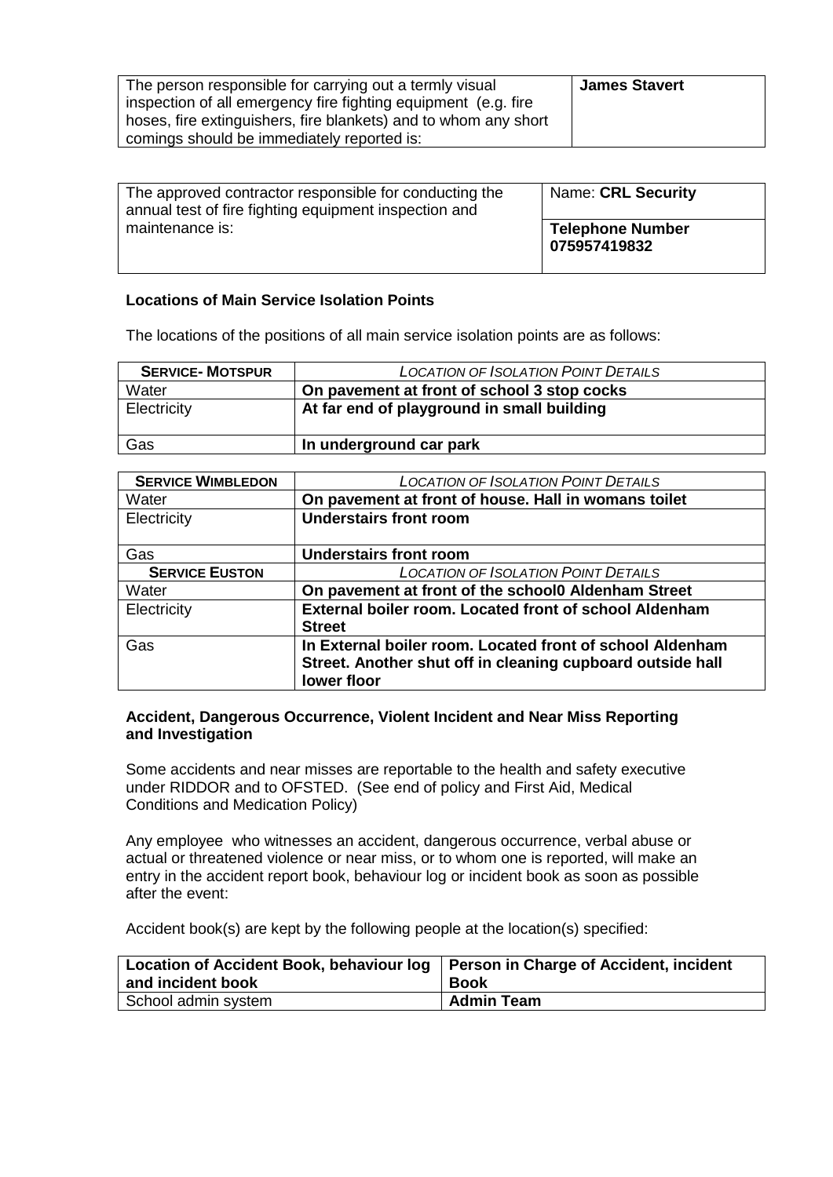| The person responsible for carrying out a termly visual inspection of all emergency fire fighting equipment (e.g. fire hoses, fire extinguishers, fire blankets) and to whom any short comings should be immediately reported is: | **James Stavert** |
|---|---|

| The approved contractor responsible for conducting the annual test of fire fighting equipment inspection and maintenance is: | Name: **CRL Security** |
|---|---|
| | **Telephone Number 075957419832** |

### Locations of Main Service Isolation Points

The locations of the positions of all main service isolation points are as follows:

| **SERVICE- MOTSPUR** | *LOCATION OF ISOLATION POINT DETAILS* |
|---|---|
| Water | **On pavement at front of school 3 stop cocks** |
| Electricity | **At far end of playground in small building** |
| Gas | **In underground car park** |

| **SERVICE WIMBLEDON** | *LOCATION OF ISOLATION POINT DETAILS* |
|---|---|
| Water | **On pavement at front of house. Hall in womans toilet** |
| Electricity | **Understairs front room** |
| Gas | **Understairs front room** |
| **SERVICE EUSTON** | *LOCATION OF ISOLATION POINT DETAILS* |
| Water | **On pavement at front of the school0 Aldenham Street** |
| Electricity | **External boiler room. Located front of school Aldenham Street** |
| Gas | **In External boiler room. Located front of school Aldenham Street. Another shut off in cleaning cupboard outside hall lower floor** |

### Accident, Dangerous Occurrence, Violent Incident and Near Miss Reporting and Investigation

Some accidents and near misses are reportable to the health and safety executive under RIDDOR and to OFSTED. (See end of policy and First Aid, Medical Conditions and Medication Policy)

Any employee who witnesses an accident, dangerous occurrence, verbal abuse or actual or threatened violence or near miss, or to whom one is reported, will make an entry in the accident report book, behaviour log or incident book as soon as possible after the event:

Accident book(s) are kept by the following people at the location(s) specified:

| **Location of Accident Book, behaviour log and incident book** | **Person in Charge of Accident, incident Book** |
|---|---|
| School admin system | **Admin Team** |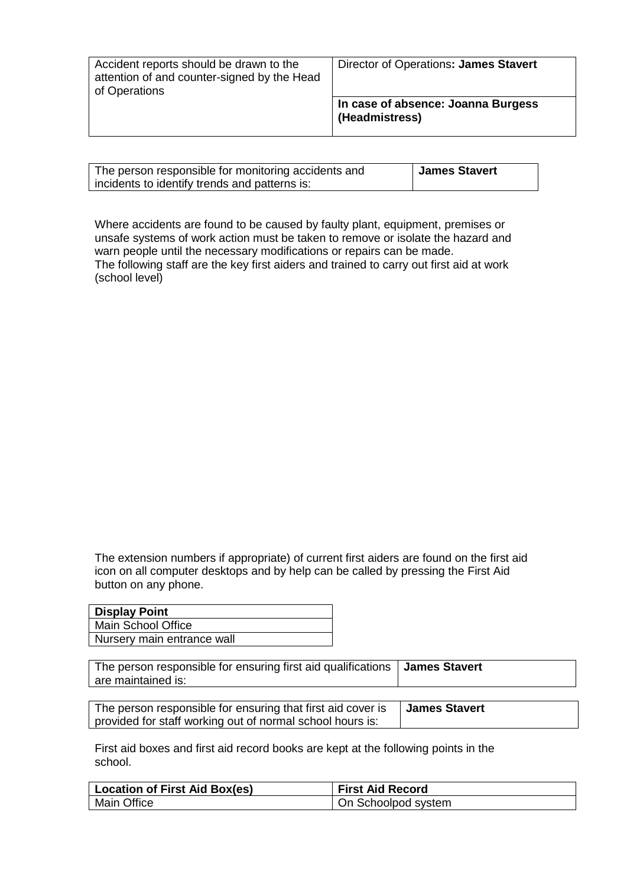| Accident reports should be drawn to the attention of and counter-signed by the Head of Operations | Director of Operations**: James Stavert** |
| --- | --- |
| | **In case of absence: Joanna Burgess (Headmistress)** |

| The person responsible for monitoring accidents and incidents to identify trends and patterns is: | **James Stavert** |
| --- | --- |

Where accidents are found to be caused by faulty plant, equipment, premises or unsafe systems of work action must be taken to remove or isolate the hazard and warn people until the necessary modifications or repairs can be made.
The following staff are the key first aiders and trained to carry out first aid at work (school level)

The extension numbers if appropriate) of current first aiders are found on the first aid icon on all computer desktops and by help can be called by pressing the First Aid button on any phone.

| **Display Point** |
| --- |
| Main School Office |
| Nursery main entrance wall |

| The person responsible for ensuring first aid qualifications are maintained is: | **James Stavert** |
| --- | --- |

| The person responsible for ensuring that first aid cover is provided for staff working out of normal school hours is: | **James Stavert** |
| --- | --- |

First aid boxes and first aid record books are kept at the following points in the school.

| **Location of First Aid Box(es)** | **First Aid Record** |
| --- | --- |
| Main Office | On Schoolpod system |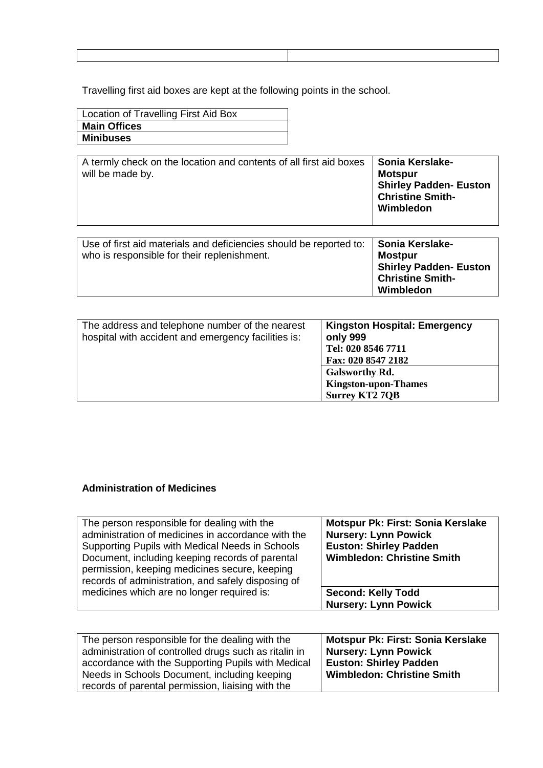| | |
|---|---|
| | |

Travelling first aid boxes are kept at the following points in the school.

| Location of Travelling First Aid Box |
|---|
| **Main Offices** |
| **Minibuses** |

| | |
|---|---|
| A termly check on the location and contents of all first aid boxes will be made by. | **Sonia Kerslake-Motspur**<br>**Shirley Padden- Euston**<br>**Christine Smith-Wimbledon** |

| | |
|---|---|
| Use of first aid materials and deficiencies should be reported to: who is responsible for their replenishment. | **Sonia Kerslake-Motspur**<br>**Shirley Padden- Euston**<br>**Christine Smith-Wimbledon** |

| | |
|---|---|
| The address and telephone number of the nearest hospital with accident and emergency facilities is: | **Kingston Hospital: Emergency only 999**<br>**Tel: 020 8546 7711**<br>**Fax: 020 8547 2182** |
| | **Galsworthy Rd.**<br>**Kingston-upon-Thames**<br>**Surrey KT2 7QB** |

### Administration of Medicines

| | |
|---|---|
| The person responsible for dealing with the administration of medicines in accordance with the Supporting Pupils with Medical Needs in Schools Document, including keeping records of parental permission, keeping medicines secure, keeping records of administration, and safely disposing of medicines which are no longer required is: | **Motspur Pk: First: Sonia Kerslake**<br>**Nursery: Lynn Powick**<br>**Euston: Shirley Padden**<br>**Wimbledon: Christine Smith** |
| | **Second: Kelly Todd**<br>**Nursery: Lynn Powick** |

| | |
|---|---|
| The person responsible for the dealing with the administration of controlled drugs such as ritalin in accordance with the Supporting Pupils with Medical Needs in Schools Document, including keeping records of parental permission, liaising with the | **Motspur Pk: First: Sonia Kerslake**<br>**Nursery: Lynn Powick**<br>**Euston: Shirley Padden**<br>**Wimbledon: Christine Smith** |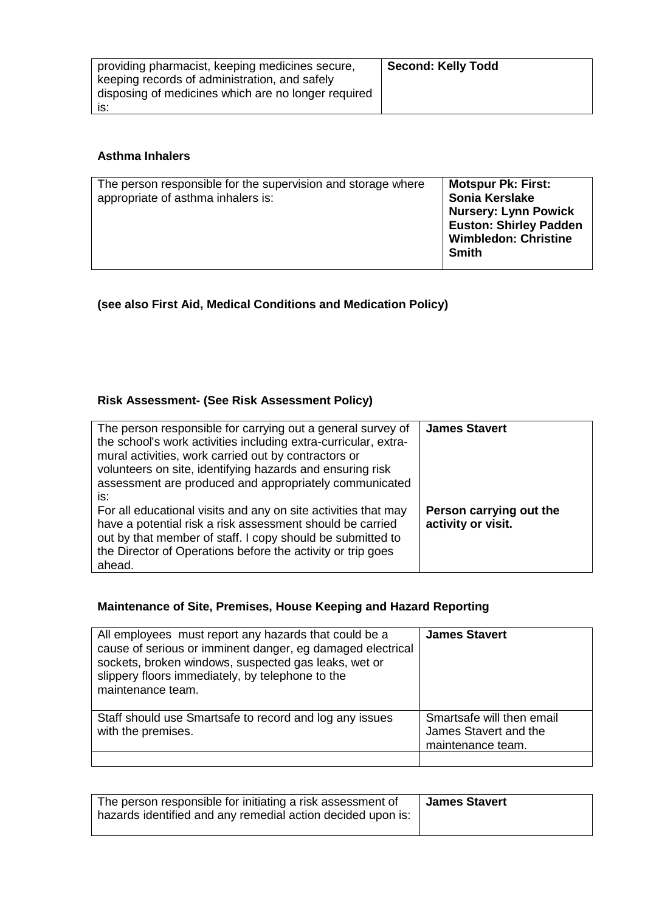| providing pharmacist, keeping medicines secure, keeping records of administration, and safely disposing of medicines which are no longer required is: | **Second: Kelly Todd** |
|---|---|

**Asthma Inhalers**

| The person responsible for the supervision and storage where appropriate of asthma inhalers is: | **Motspur Pk: First: Sonia Kerslake**<br>**Nursery: Lynn Powick**<br>**Euston: Shirley Padden**<br>**Wimbledon: Christine Smith** |
|---|---|

**(see also First Aid, Medical Conditions and Medication Policy)**

**Risk Assessment- (See Risk Assessment Policy)**

| The person responsible for carrying out a general survey of the school's work activities including extra-curricular, extra-mural activities, work carried out by contractors or volunteers on site, identifying hazards and ensuring risk assessment are produced and appropriately communicated is: | **James Stavert** |
|---|---|
| For all educational visits and any on site activities that may have a potential risk a risk assessment should be carried out by that member of staff. I copy should be submitted to the Director of Operations before the activity or trip goes ahead. | **Person carrying out the activity or visit.** |

**Maintenance of Site, Premises, House Keeping and Hazard Reporting**

| All employees must report any hazards that could be a cause of serious or imminent danger, eg damaged electrical sockets, broken windows, suspected gas leaks, wet or slippery floors immediately, by telephone to the maintenance team. | **James Stavert** |
|---|---|
| Staff should use Smartsafe to record and log any issues with the premises. | Smartsafe will then email James Stavert and the maintenance team. |
| | |

| The person responsible for initiating a risk assessment of hazards identified and any remedial action decided upon is: | **James Stavert** |
|---|---|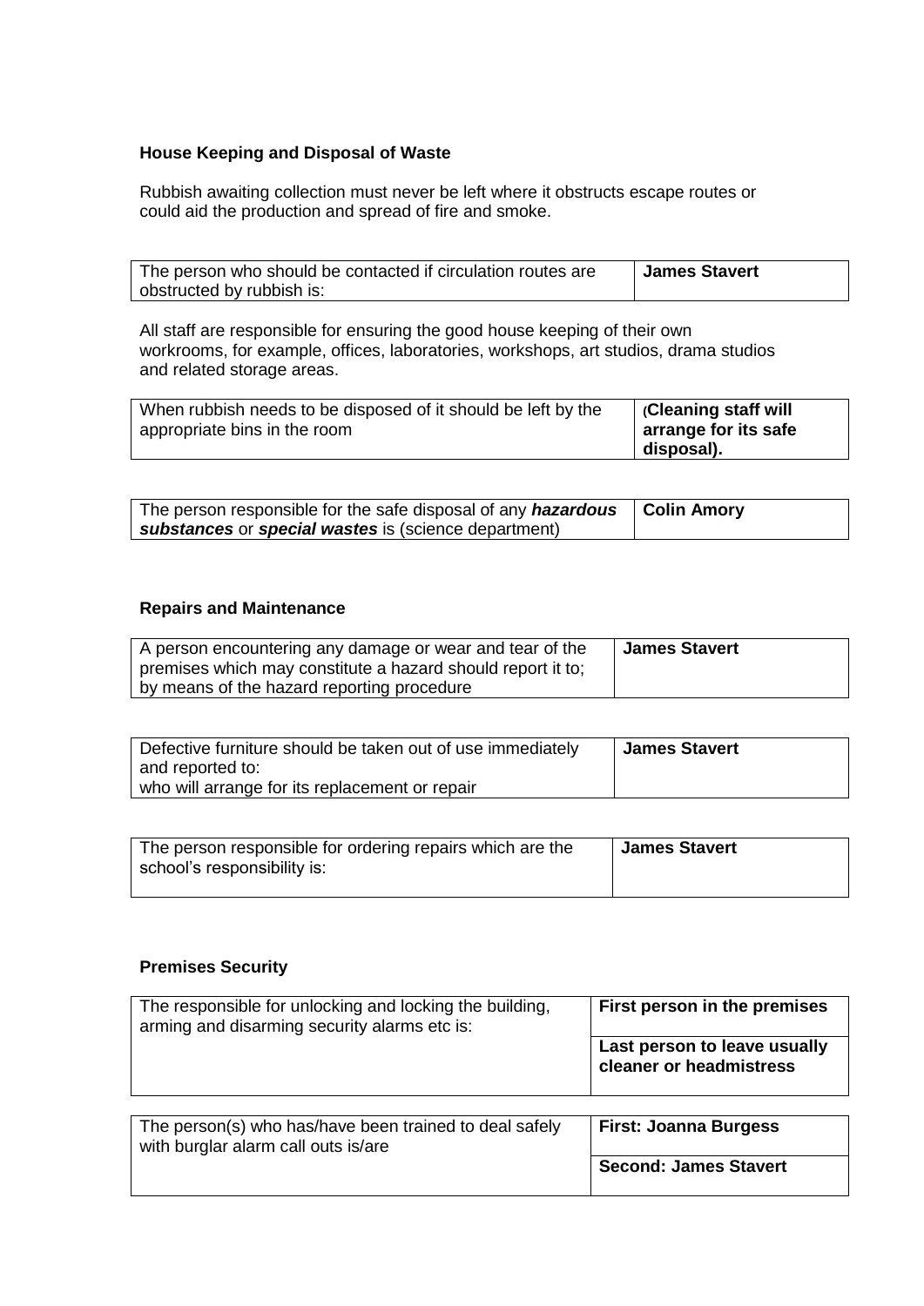### House Keeping and Disposal of Waste

Rubbish awaiting collection must never be left where it obstructs escape routes or could aid the production and spread of fire and smoke.

| | |
|---|---|
| The person who should be contacted if circulation routes are obstructed by rubbish is: | **James Stavert** |

All staff are responsible for ensuring the good house keeping of their own workrooms, for example, offices, laboratories, workshops, art studios, drama studios and related storage areas.

| | |
|---|---|
| When rubbish needs to be disposed of it should be left by the appropriate bins in the room | (**Cleaning staff will arrange for its safe disposal).** |

| | |
|---|---|
| The person responsible for the safe disposal of any ***hazardous substances*** or ***special wastes*** is (science department) | **Colin Amory** |

### Repairs and Maintenance

| | |
|---|---|
| A person encountering any damage or wear and tear of the premises which may constitute a hazard should report it to; by means of the hazard reporting procedure | **James Stavert** |

| | |
|---|---|
| Defective furniture should be taken out of use immediately and reported to: who will arrange for its replacement or repair | **James Stavert** |

| | |
|---|---|
| The person responsible for ordering repairs which are the school's responsibility is: | **James Stavert** |

### Premises Security

| | |
|---|---|
| The responsible for unlocking and locking the building, arming and disarming security alarms etc is: | **First person in the premises** |
| | **Last person to leave usually cleaner or headmistress** |

| | |
|---|---|
| The person(s) who has/have been trained to deal safely with burglar alarm call outs is/are | **First: Joanna Burgess** |
| | **Second: James Stavert** |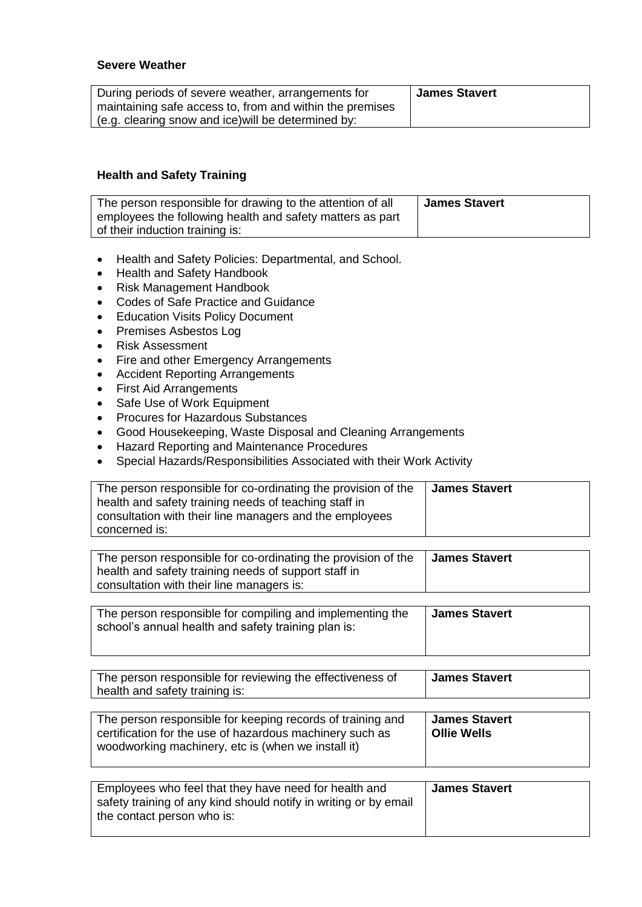**Severe Weather**

| During periods of severe weather, arrangements for maintaining safe access to, from and within the premises (e.g. clearing snow and ice)will be determined by: | **James Stavert** |
|---|---|

**Health and Safety Training**

| The person responsible for drawing to the attention of all employees the following health and safety matters as part of their induction training is: | **James Stavert** |
|---|---|

- Health and Safety Policies: Departmental, and School.
- Health and Safety Handbook
- Risk Management Handbook
- Codes of Safe Practice and Guidance
- Education Visits Policy Document
- Premises Asbestos Log
- Risk Assessment
- Fire and other Emergency Arrangements
- Accident Reporting Arrangements
- First Aid Arrangements
- Safe Use of Work Equipment
- Procures for Hazardous Substances
- Good Housekeeping, Waste Disposal and Cleaning Arrangements
- Hazard Reporting and Maintenance Procedures
- Special Hazards/Responsibilities Associated with their Work Activity

| The person responsible for co-ordinating the provision of the health and safety training needs of teaching staff in consultation with their line managers and the employees concerned is: | **James Stavert** |
|---|---|

| The person responsible for co-ordinating the provision of the health and safety training needs of support staff in consultation with their line managers is: | **James Stavert** |
|---|---|

| The person responsible for compiling and implementing the school's annual health and safety training plan is: | **James Stavert** |
|---|---|

| The person responsible for reviewing the effectiveness of health and safety training is: | **James Stavert** |
|---|---|

| The person responsible for keeping records of training and certification for the use of hazardous machinery such as woodworking machinery, etc is (when we install it) | **James Stavert**<br>**Ollie Wells** |
|---|---|

| Employees who feel that they have need for health and safety training of any kind should notify in writing or by email the contact person who is: | **James Stavert** |
|---|---|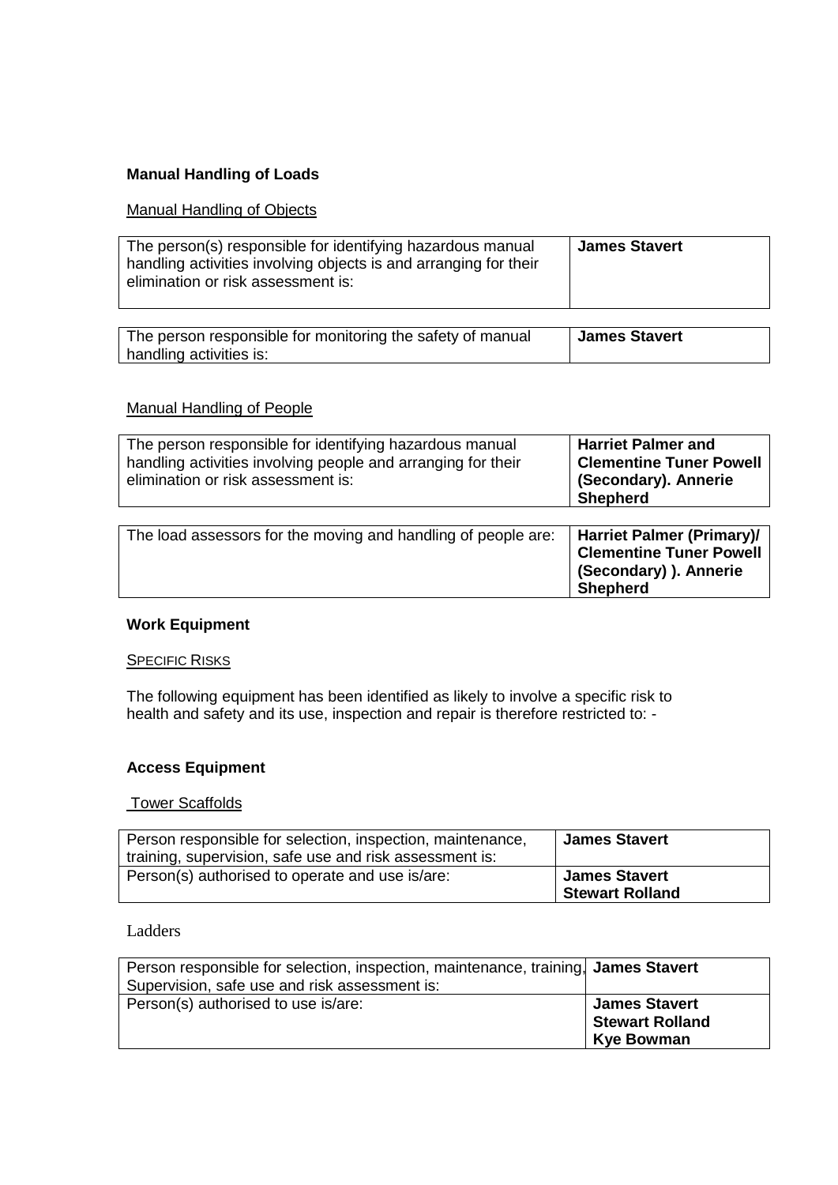**Manual Handling of Loads**

Manual Handling of Objects

| | |
|---|---|
| The person(s) responsible for identifying hazardous manual handling activities involving objects is and arranging for their elimination or risk assessment is: | **James Stavert** |

| | |
|---|---|
| The person responsible for monitoring the safety of manual handling activities is: | **James Stavert** |

Manual Handling of People

| | |
|---|---|
| The person responsible for identifying hazardous manual handling activities involving people and arranging for their elimination or risk assessment is: | **Harriet Palmer and Clementine Tuner Powell (Secondary). Annerie Shepherd** |

| | |
|---|---|
| The load assessors for the moving and handling of people are: | **Harriet Palmer (Primary)/ Clementine Tuner Powell (Secondary) ). Annerie Shepherd** |

**Work Equipment**

SPECIFIC RISKS

The following equipment has been identified as likely to involve a specific risk to health and safety and its use, inspection and repair is therefore restricted to: -

**Access Equipment**

Tower Scaffolds

| | |
|---|---|
| Person responsible for selection, inspection, maintenance, training, supervision, safe use and risk assessment is: | **James Stavert** |
| Person(s) authorised to operate and use is/are: | **James Stavert**<br>**Stewart Rolland** |

Ladders

| | |
|---|---|
| Person responsible for selection, inspection, maintenance, training, Supervision, safe use and risk assessment is: | **James Stavert** |
| Person(s) authorised to use is/are: | **James Stavert**<br>**Stewart Rolland**<br>**Kye Bowman** |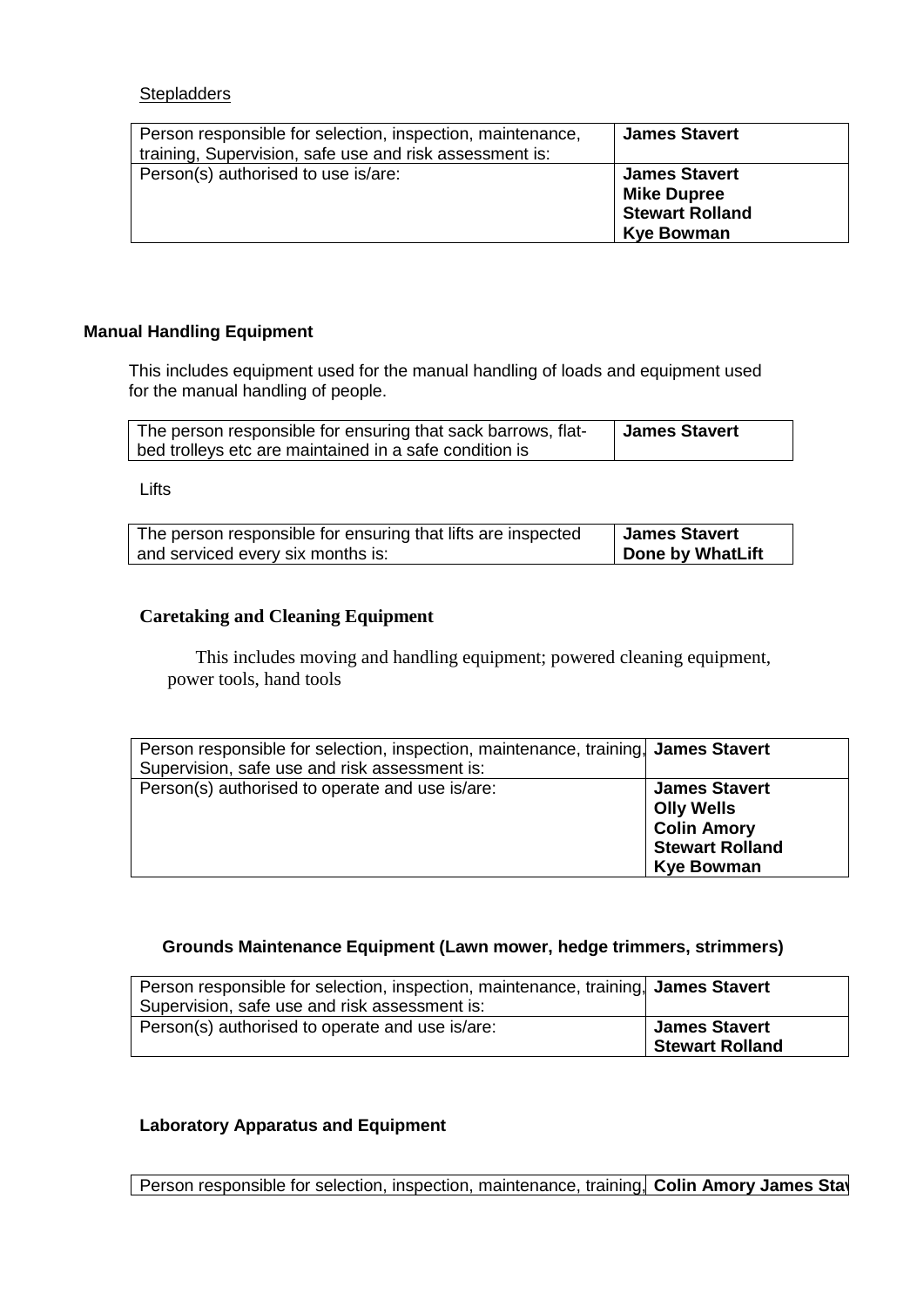Stepladders

| Person responsible for selection, inspection, maintenance, training, Supervision, safe use and risk assessment is: | **James Stavert** |
|---|---|
| Person(s) authorised to use is/are: | **James Stavert**<br>**Mike Dupree**<br>**Stewart Rolland**<br>**Kye Bowman** |

**Manual Handling Equipment**

This includes equipment used for the manual handling of loads and equipment used for the manual handling of people.

| The person responsible for ensuring that sack barrows, flat-bed trolleys etc are maintained in a safe condition is | **James Stavert** |
|---|---|

Lifts

| The person responsible for ensuring that lifts are inspected and serviced every six months is: | **James Stavert**<br>**Done by WhatLift** |
|---|---|

**Caretaking and Cleaning Equipment**

This includes moving and handling equipment; powered cleaning equipment, power tools, hand tools

| Person responsible for selection, inspection, maintenance, training, Supervision, safe use and risk assessment is: | **James Stavert** |
|---|---|
| Person(s) authorised to operate and use is/are: | **James Stavert**<br>**Olly Wells**<br>**Colin Amory**<br>**Stewart Rolland**<br>**Kye Bowman** |

**Grounds Maintenance Equipment (Lawn mower, hedge trimmers, strimmers)**

| Person responsible for selection, inspection, maintenance, training, Supervision, safe use and risk assessment is: | **James Stavert** |
|---|---|
| Person(s) authorised to operate and use is/are: | **James Stavert**<br>**Stewart Rolland** |

**Laboratory Apparatus and Equipment**

| Person responsible for selection, inspection, maintenance, training, | **Colin Amory James Stav** |
|---|---|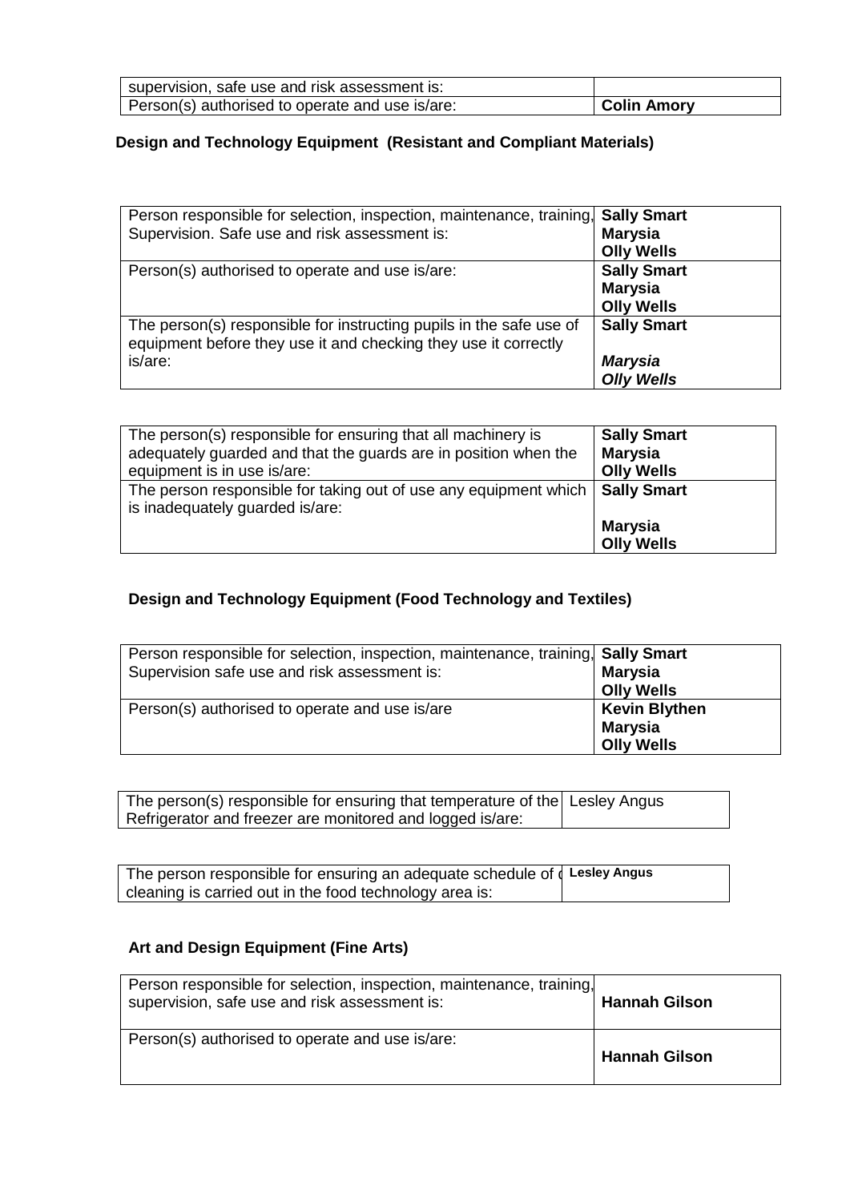| supervision, safe use and risk assessment is: | |
|---|---|
| Person(s) authorised to operate and use is/are: | **Colin Amory** |

### Design and Technology Equipment (Resistant and Compliant Materials)

| Person responsible for selection, inspection, maintenance, training, Supervision. Safe use and risk assessment is: | **Sally Smart**<br>**Marysia**<br>**Olly Wells** |
|---|---|
| Person(s) authorised to operate and use is/are: | **Sally Smart**<br>**Marysia**<br>**Olly Wells** |
| The person(s) responsible for instructing pupils in the safe use of equipment before they use it and checking they use it correctly is/are: | **Sally Smart**<br><br>***Marysia***<br>***Olly Wells*** |

| The person(s) responsible for ensuring that all machinery is adequately guarded and that the guards are in position when the equipment is in use is/are: | **Sally Smart**<br>**Marysia**<br>**Olly Wells** |
|---|---|
| The person responsible for taking out of use any equipment which is inadequately guarded is/are: | **Sally Smart**<br><br>**Marysia**<br>**Olly Wells** |

### Design and Technology Equipment (Food Technology and Textiles)

| Person responsible for selection, inspection, maintenance, training, Supervision safe use and risk assessment is: | **Sally Smart**<br>**Marysia**<br>**Olly Wells** |
|---|---|
| Person(s) authorised to operate and use is/are | **Kevin Blythen**<br>**Marysia**<br>**Olly Wells** |

| The person(s) responsible for ensuring that temperature of the Refrigerator and freezer are monitored and logged is/are: | Lesley Angus |
|---|---|

| The person responsible for ensuring an adequate schedule of cleaning is carried out in the food technology area is: | **Lesley Angus** |
|---|---|

### Art and Design Equipment (Fine Arts)

| Person responsible for selection, inspection, maintenance, training, supervision, safe use and risk assessment is: | **Hannah Gilson** |
|---|---|
| Person(s) authorised to operate and use is/are: | **Hannah Gilson** |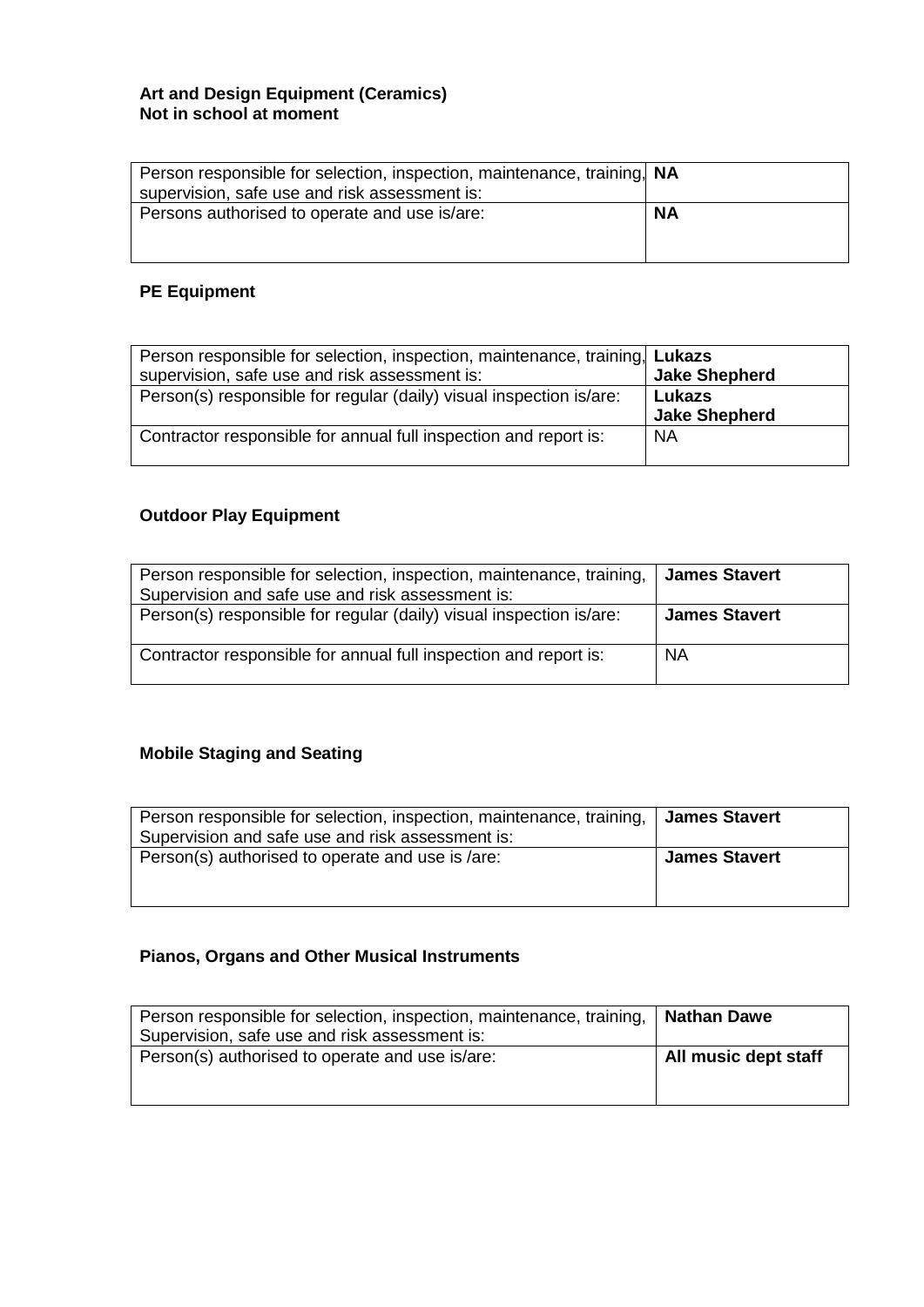**Art and Design Equipment (Ceramics)**
**Not in school at moment**

| Person responsible for selection, inspection, maintenance, training, supervision, safe use and risk assessment is: | **NA** |
|---|---|
| Persons authorised to operate and use is/are: | **NA** |

**PE Equipment**

| Person responsible for selection, inspection, maintenance, training, supervision, safe use and risk assessment is: | **Lukazs**<br>**Jake Shepherd** |
|---|---|
| Person(s) responsible for regular (daily) visual inspection is/are: | **Lukazs**<br>**Jake Shepherd** |
| Contractor responsible for annual full inspection and report is: | NA |

**Outdoor Play Equipment**

| Person responsible for selection, inspection, maintenance, training, Supervision and safe use and risk assessment is: | **James Stavert** |
|---|---|
| Person(s) responsible for regular (daily) visual inspection is/are: | **James Stavert** |
| Contractor responsible for annual full inspection and report is: | NA |

**Mobile Staging and Seating**

| Person responsible for selection, inspection, maintenance, training, Supervision and safe use and risk assessment is: | **James Stavert** |
|---|---|
| Person(s) authorised to operate and use is /are: | **James Stavert** |

**Pianos, Organs and Other Musical Instruments**

| Person responsible for selection, inspection, maintenance, training, Supervision, safe use and risk assessment is: | **Nathan Dawe** |
|---|---|
| Person(s) authorised to operate and use is/are: | **All music dept staff** |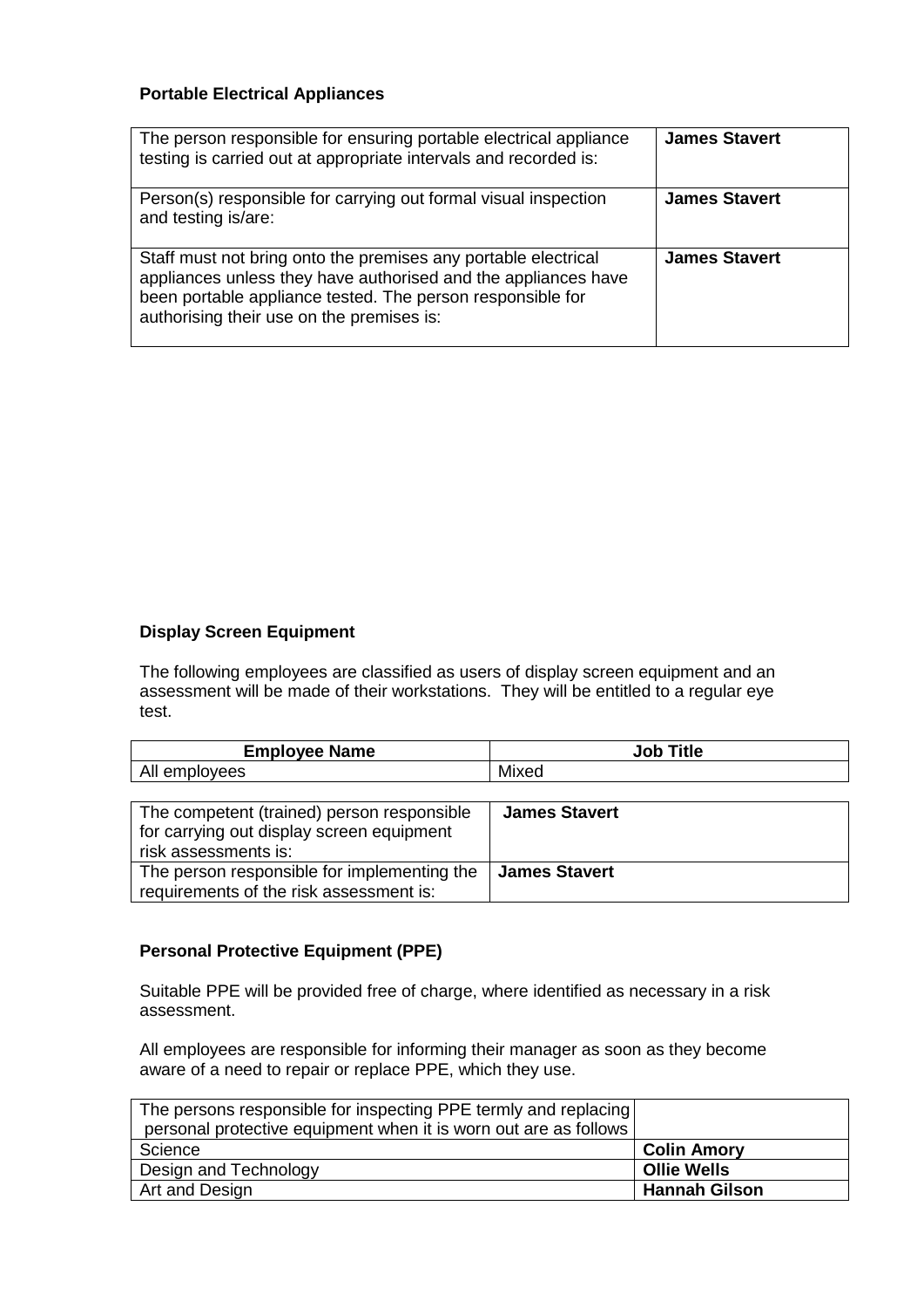### Portable Electrical Appliances

| | |
|---|---|
| The person responsible for ensuring portable electrical appliance testing is carried out at appropriate intervals and recorded is: | **James Stavert** |
| Person(s) responsible for carrying out formal visual inspection and testing is/are: | **James Stavert** |
| Staff must not bring onto the premises any portable electrical appliances unless they have authorised and the appliances have been portable appliance tested. The person responsible for authorising their use on the premises is: | **James Stavert** |

### Display Screen Equipment

The following employees are classified as users of display screen equipment and an assessment will be made of their workstations. They will be entitled to a regular eye test.

| Employee Name | Job Title |
|---|---|
| All employees | Mixed |

| | |
|---|---|
| The competent (trained) person responsible for carrying out display screen equipment risk assessments is: | **James Stavert** |
| The person responsible for implementing the requirements of the risk assessment is: | **James Stavert** |

### Personal Protective Equipment (PPE)

Suitable PPE will be provided free of charge, where identified as necessary in a risk assessment.

All employees are responsible for informing their manager as soon as they become aware of a need to repair or replace PPE, which they use.

| The persons responsible for inspecting PPE termly and replacing personal protective equipment when it is worn out are as follows | |
|---|---|
| Science | **Colin Amory** |
| Design and Technology | **Ollie Wells** |
| Art and Design | **Hannah Gilson** |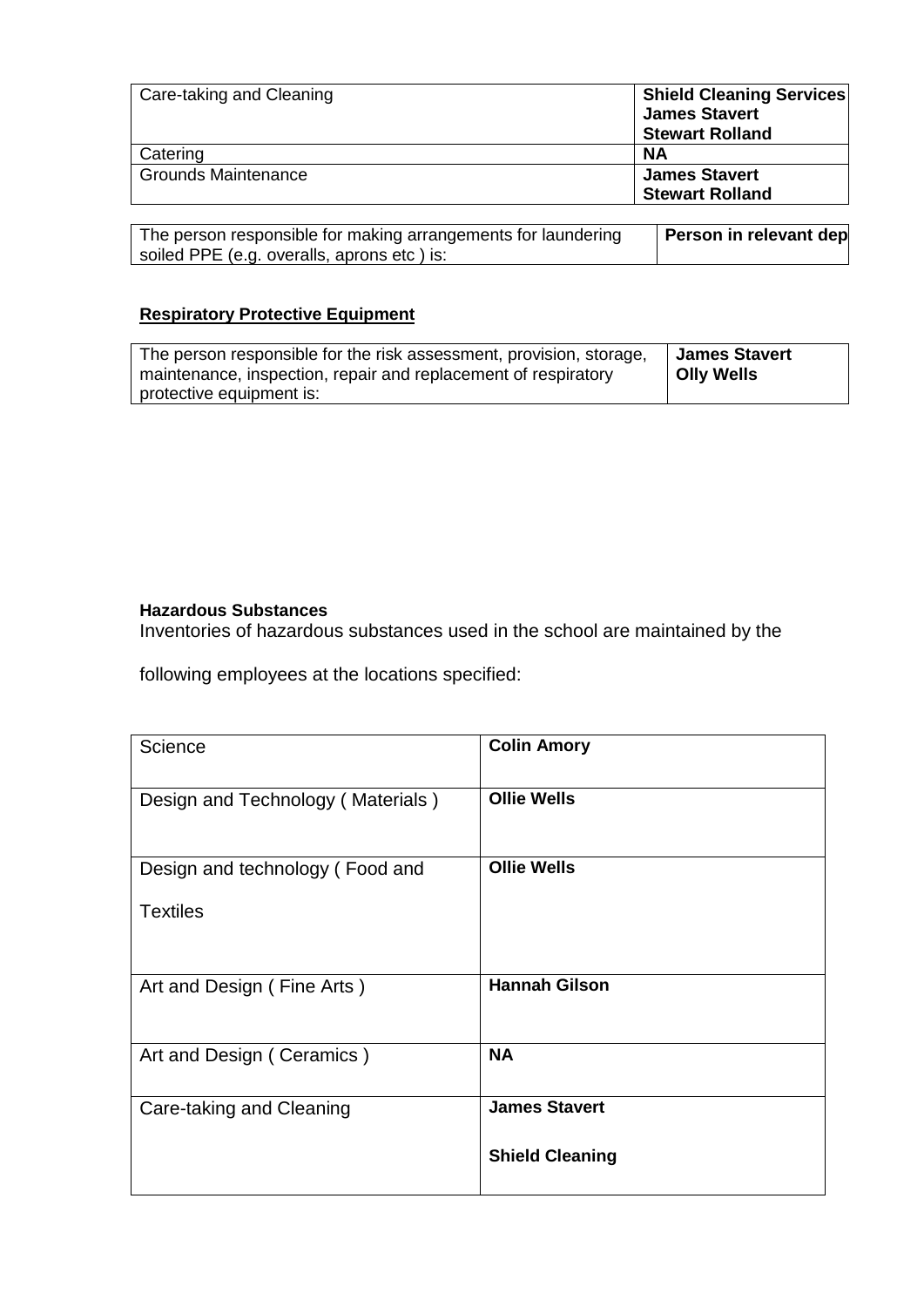| | |
|---|---|
| Care-taking and Cleaning | **Shield Cleaning Services**<br>**James Stavert**<br>**Stewart Rolland** |
| Catering | **NA** |
| Grounds Maintenance | **James Stavert**<br>**Stewart Rolland** |

| | |
|---|---|
| The person responsible for making arrangements for laundering soiled PPE (e.g. overalls, aprons etc ) is: | **Person in relevant dep** |

**Respiratory Protective Equipment**

| | |
|---|---|
| The person responsible for the risk assessment, provision, storage, maintenance, inspection, repair and replacement of respiratory protective equipment is: | **James Stavert**<br>**Olly Wells** |

**Hazardous Substances**

Inventories of hazardous substances used in the school are maintained by the following employees at the locations specified:

| | |
|---|---|
| Science | **Colin Amory** |
| Design and Technology ( Materials ) | **Ollie Wells** |
| Design and technology ( Food and Textiles | **Ollie Wells** |
| Art and Design ( Fine Arts ) | **Hannah Gilson** |
| Art and Design ( Ceramics ) | **NA** |
| Care-taking and Cleaning | **James Stavert**<br>**Shield Cleaning** |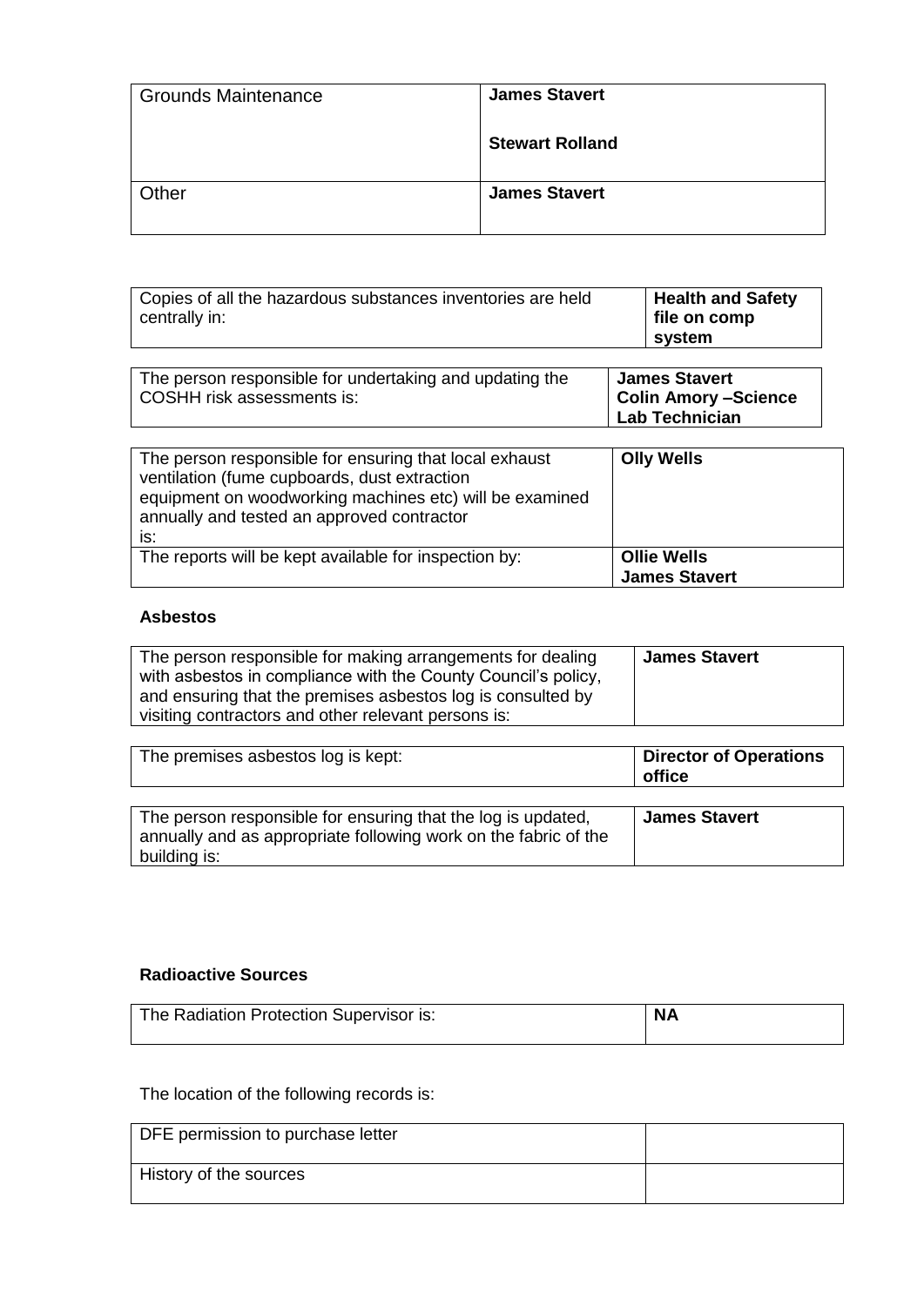| Grounds Maintenance | **James Stavert**<br><br>**Stewart Rolland** |
|---|---|
| Other | **James Stavert** |

| Copies of all the hazardous substances inventories are held centrally in: | **Health and Safety file on comp system** |
|---|---|

| The person responsible for undertaking and updating the COSHH risk assessments is: | **James Stavert**<br>**Colin Amory –Science Lab Technician** |
|---|---|

| The person responsible for ensuring that local exhaust ventilation (fume cupboards, dust extraction equipment on woodworking machines etc) will be examined annually and tested an approved contractor is: | **Olly Wells** |
|---|---|
| The reports will be kept available for inspection by: | **Ollie Wells**<br>**James Stavert** |

**Asbestos**

| The person responsible for making arrangements for dealing with asbestos in compliance with the County Council's policy, and ensuring that the premises asbestos log is consulted by visiting contractors and other relevant persons is: | **James Stavert** |
|---|---|

| The premises asbestos log is kept: | **Director of Operations office** |
|---|---|

| The person responsible for ensuring that the log is updated, annually and as appropriate following work on the fabric of the building is: | **James Stavert** |
|---|---|

**Radioactive Sources**

| The Radiation Protection Supervisor is: | **NA** |
|---|---|

The location of the following records is:

| DFE permission to purchase letter | |
|---|---|
| History of the sources | |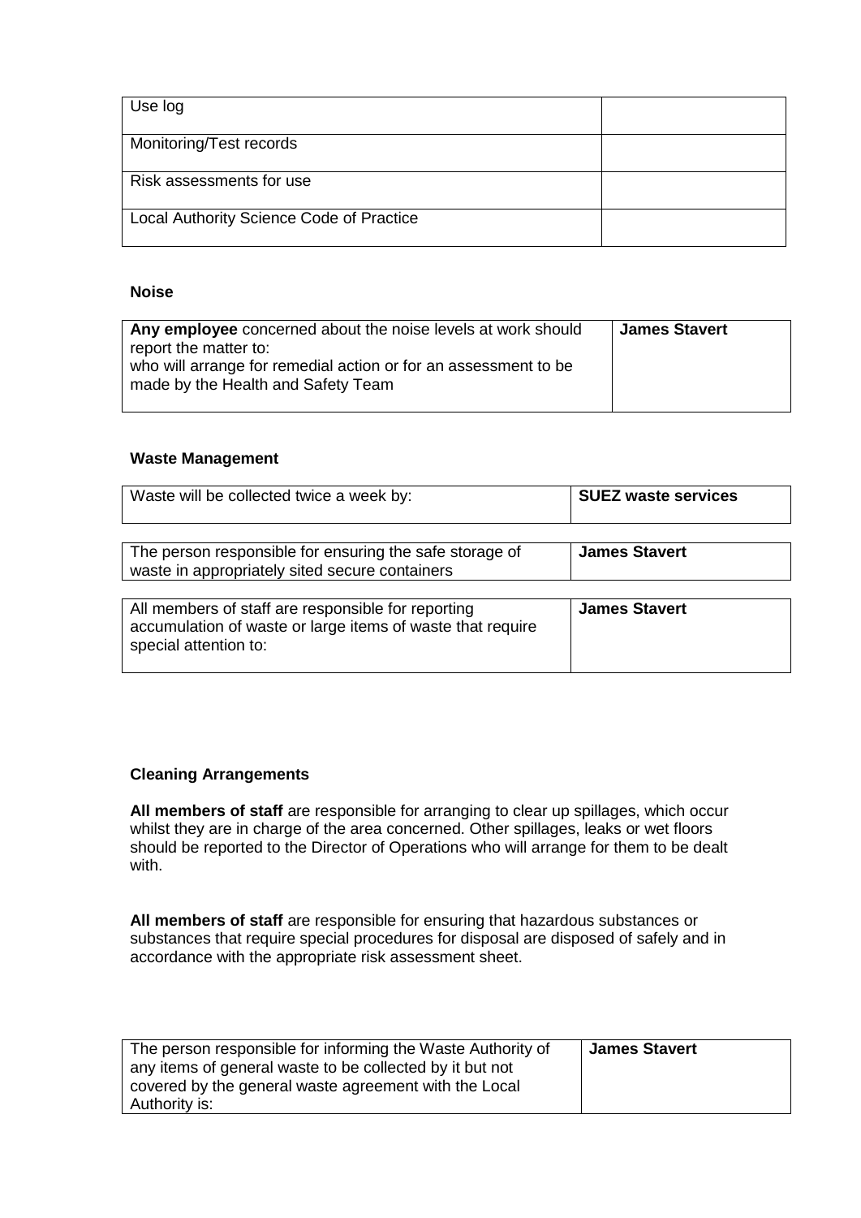| Use log | |
|---|---|
| Monitoring/Test records | |
| Risk assessments for use | |
| Local Authority Science Code of Practice | |

**Noise**

| **Any employee** concerned about the noise levels at work should report the matter to: who will arrange for remedial action or for an assessment to be made by the Health and Safety Team | **James Stavert** |
|---|---|

**Waste Management**

| Waste will be collected twice a week by: | **SUEZ waste services** |
|---|---|

| The person responsible for ensuring the safe storage of waste in appropriately sited secure containers | **James Stavert** |
|---|---|

| All members of staff are responsible for reporting accumulation of waste or large items of waste that require special attention to: | **James Stavert** |
|---|---|

**Cleaning Arrangements**

**All members of staff** are responsible for arranging to clear up spillages, which occur whilst they are in charge of the area concerned. Other spillages, leaks or wet floors should be reported to the Director of Operations who will arrange for them to be dealt with.

**All members of staff** are responsible for ensuring that hazardous substances or substances that require special procedures for disposal are disposed of safely and in accordance with the appropriate risk assessment sheet.

| The person responsible for informing the Waste Authority of any items of general waste to be collected by it but not covered by the general waste agreement with the Local Authority is: | **James Stavert** |
|---|---|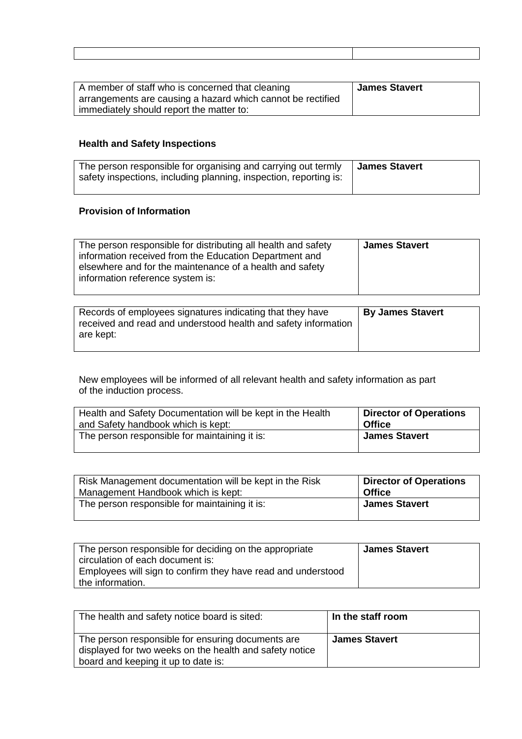| | |
|---|---|

| | |
|---|---|
| A member of staff who is concerned that cleaning arrangements are causing a hazard which cannot be rectified immediately should report the matter to: | **James Stavert** |

### Health and Safety Inspections

| | |
|---|---|
| The person responsible for organising and carrying out termly safety inspections, including planning, inspection, reporting is: | **James Stavert** |

### Provision of Information

| | |
|---|---|
| The person responsible for distributing all health and safety information received from the Education Department and elsewhere and for the maintenance of a health and safety information reference system is: | **James Stavert** |

| | |
|---|---|
| Records of employees signatures indicating that they have received and read and understood health and safety information are kept: | **By James Stavert** |

New employees will be informed of all relevant health and safety information as part of the induction process.

| | |
|---|---|
| Health and Safety Documentation will be kept in the Health and Safety handbook which is kept: | **Director of Operations Office** |
| The person responsible for maintaining it is: | **James Stavert** |

| | |
|---|---|
| Risk Management documentation will be kept in the Risk Management Handbook which is kept: | **Director of Operations Office** |
| The person responsible for maintaining it is: | **James Stavert** |

| | |
|---|---|
| The person responsible for deciding on the appropriate circulation of each document is: Employees will sign to confirm they have read and understood the information. | **James Stavert** |

| | |
|---|---|
| The health and safety notice board is sited: | **In the staff room** |
| The person responsible for ensuring documents are displayed for two weeks on the health and safety notice board and keeping it up to date is: | **James Stavert** |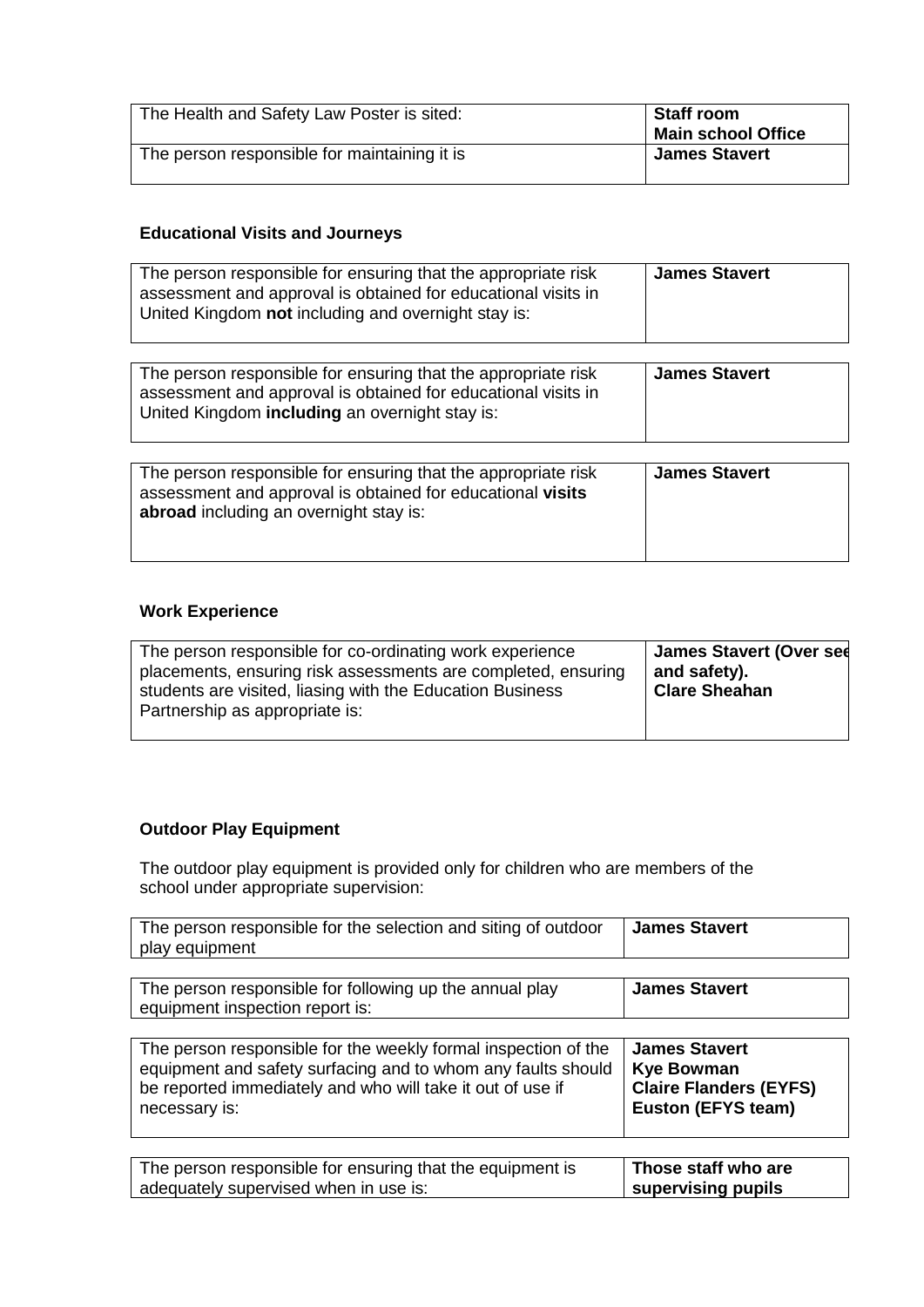| The Health and Safety Law Poster is sited: | **Staff room**<br>**Main school Office** |
|---|---|
| The person responsible for maintaining it is | **James Stavert** |

**Educational Visits and Journeys**

| The person responsible for ensuring that the appropriate risk assessment and approval is obtained for educational visits in United Kingdom **not** including and overnight stay is: | **James Stavert** |
|---|---|

| The person responsible for ensuring that the appropriate risk assessment and approval is obtained for educational visits in United Kingdom **including** an overnight stay is: | **James Stavert** |
|---|---|

| The person responsible for ensuring that the appropriate risk assessment and approval is obtained for educational **visits abroad** including an overnight stay is: | **James Stavert** |
|---|---|

**Work Experience**

| The person responsible for co-ordinating work experience placements, ensuring risk assessments are completed, ensuring students are visited, liasing with the Education Business Partnership as appropriate is: | **James Stavert (Over see and safety).**<br>**Clare Sheahan** |
|---|---|

**Outdoor Play Equipment**

The outdoor play equipment is provided only for children who are members of the school under appropriate supervision:

| The person responsible for the selection and siting of outdoor play equipment | **James Stavert** |
|---|---|

| The person responsible for following up the annual play equipment inspection report is: | **James Stavert** |
|---|---|

| The person responsible for the weekly formal inspection of the equipment and safety surfacing and to whom any faults should be reported immediately and who will take it out of use if necessary is: | **James Stavert**<br>**Kye Bowman**<br>**Claire Flanders (EYFS)**<br>**Euston (EFYS team)** |
|---|---|

| The person responsible for ensuring that the equipment is adequately supervised when in use is: | **Those staff who are supervising pupils** |
|---|---|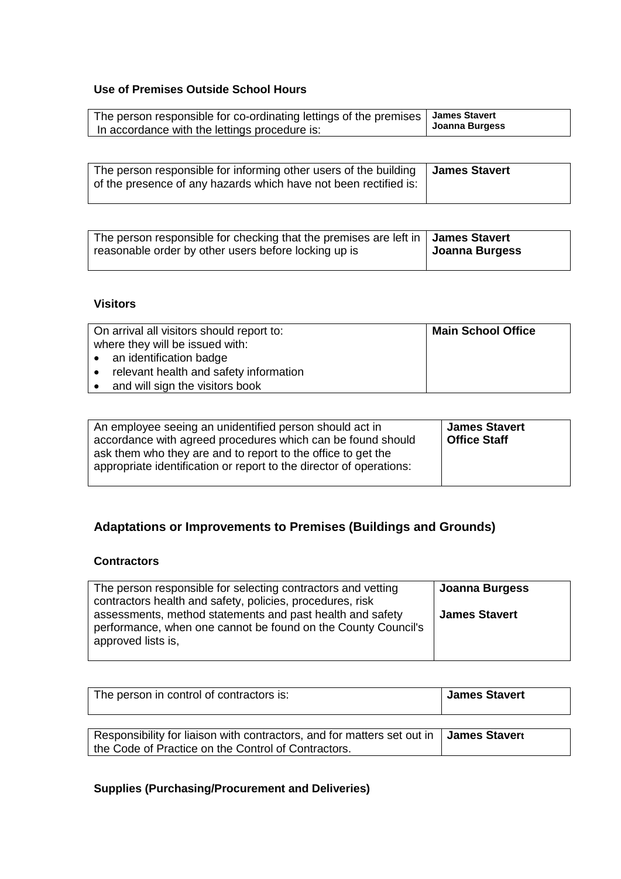### Use of Premises Outside School Hours

| The person responsible for co-ordinating lettings of the premises In accordance with the lettings procedure is: | **James Stavert** <br> **Joanna Burgess** |
|---|---|

| The person responsible for informing other users of the building of the presence of any hazards which have not been rectified is: | **James Stavert** |
|---|---|

| The person responsible for checking that the premises are left in reasonable order by other users before locking up is | **James Stavert** <br> **Joanna Burgess** |
|---|---|

### Visitors

| On arrival all visitors should report to: <br> where they will be issued with: <br> • an identification badge <br> • relevant health and safety information <br> • and will sign the visitors book | **Main School Office** |
|---|---|

| An employee seeing an unidentified person should act in accordance with agreed procedures which can be found should ask them who they are and to report to the office to get the appropriate identification or report to the director of operations: | **James Stavert** <br> **Office Staff** |
|---|---|

## Adaptations or Improvements to Premises (Buildings and Grounds)

### Contractors

| The person responsible for selecting contractors and vetting contractors health and safety, policies, procedures, risk assessments, method statements and past health and safety performance, when one cannot be found on the County Council's approved lists is, | **Joanna Burgess** <br><br> **James Stavert** |
|---|---|

| The person in control of contractors is: | **James Stavert** |
|---|---|

| Responsibility for liaison with contractors, and for matters set out in the Code of Practice on the Control of Contractors. | **James Stavert** |
|---|---|

### Supplies (Purchasing/Procurement and Deliveries)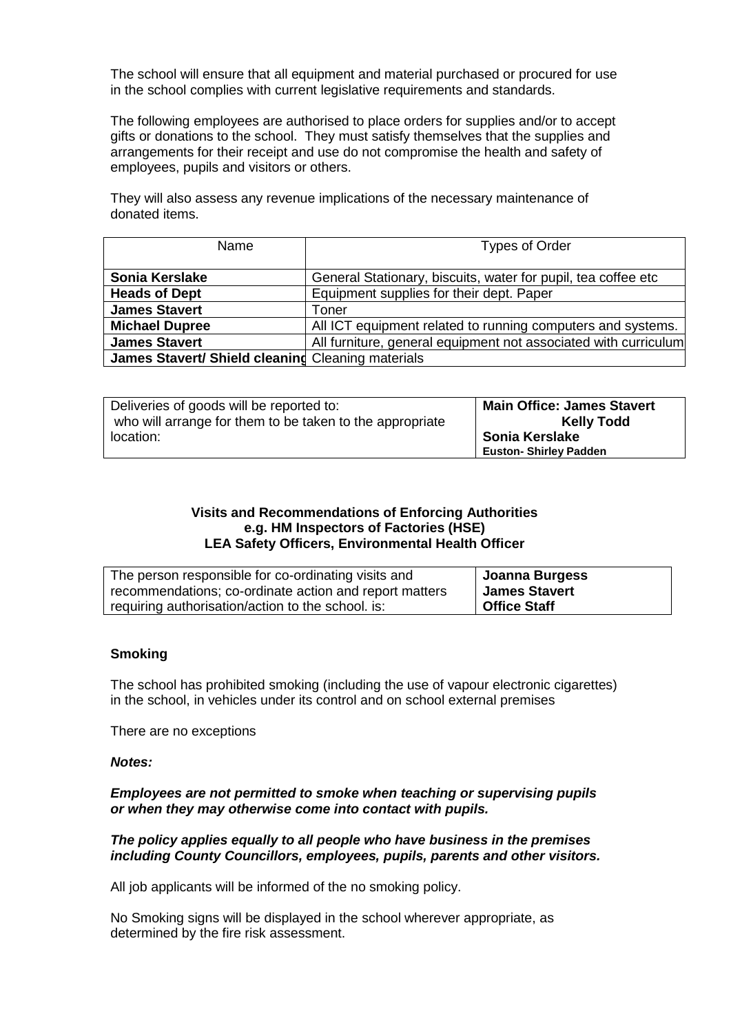The school will ensure that all equipment and material purchased or procured for use in the school complies with current legislative requirements and standards.

The following employees are authorised to place orders for supplies and/or to accept gifts or donations to the school. They must satisfy themselves that the supplies and arrangements for their receipt and use do not compromise the health and safety of employees, pupils and visitors or others.

They will also assess any revenue implications of the necessary maintenance of donated items.

| Name | Types of Order |
|---|---|
| **Sonia Kerslake** | General Stationary, biscuits, water for pupil, tea coffee etc |
| **Heads of Dept** | Equipment supplies for their dept. Paper |
| **James Stavert** | Toner |
| **Michael Dupree** | All ICT equipment related to running computers and systems. |
| **James Stavert** | All furniture, general equipment not associated with curriculum |
| **James Stavert/ Shield cleaning** | Cleaning materials |

| | |
|---|---|
| Deliveries of goods will be reported to: who will arrange for them to be taken to the appropriate location: | **Main Office: James Stavert**<br>**Kelly Todd**<br>**Sonia Kerslake**<br>**Euston- Shirley Padden** |

**Visits and Recommendations of Enforcing Authorities**
**e.g. HM Inspectors of Factories (HSE)**
**LEA Safety Officers, Environmental Health Officer**

| | |
|---|---|
| The person responsible for co-ordinating visits and recommendations; co-ordinate action and report matters requiring authorisation/action to the school. is: | **Joanna Burgess**<br>**James Stavert**<br>**Office Staff** |

**Smoking**

The school has prohibited smoking (including the use of vapour electronic cigarettes) in the school, in vehicles under its control and on school external premises

There are no exceptions

***Notes:***

***Employees are not permitted to smoke when teaching or supervising pupils or when they may otherwise come into contact with pupils.***

***The policy applies equally to all people who have business in the premises including County Councillors, employees, pupils, parents and other visitors.***

All job applicants will be informed of the no smoking policy.

No Smoking signs will be displayed in the school wherever appropriate, as determined by the fire risk assessment.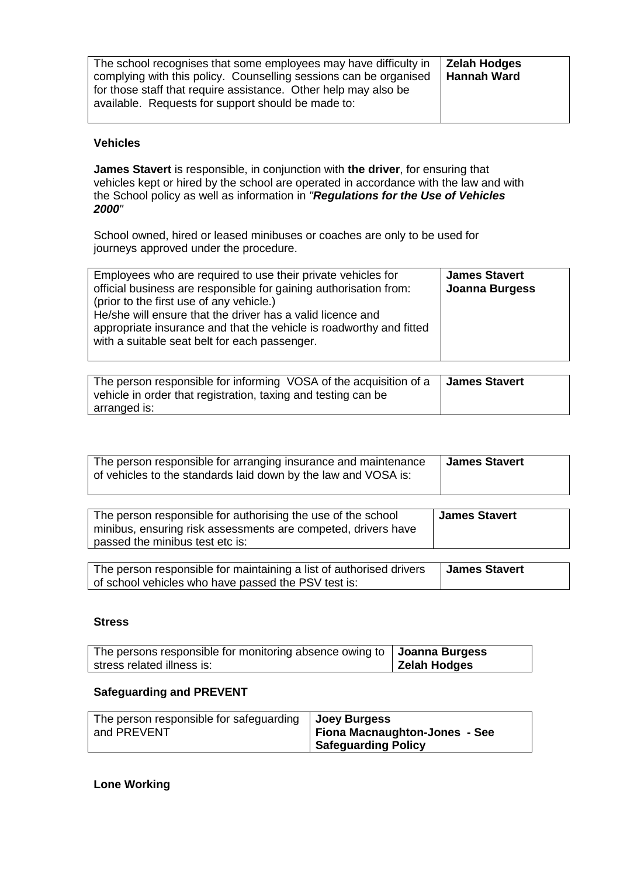| The school recognises that some employees may have difficulty in complying with this policy. Counselling sessions can be organised for those staff that require assistance. Other help may also be available. Requests for support should be made to: | **Zelah Hodges**<br>**Hannah Ward** |
|---|---|

**Vehicles**

**James Stavert** is responsible, in conjunction with **the driver**, for ensuring that vehicles kept or hired by the school are operated in accordance with the law and with the School policy as well as information in *"**Regulations for the Use of Vehicles 2000**"*

School owned, hired or leased minibuses or coaches are only to be used for journeys approved under the procedure.

| Employees who are required to use their private vehicles for official business are responsible for gaining authorisation from: (prior to the first use of any vehicle.)<br>He/she will ensure that the driver has a valid licence and appropriate insurance and that the vehicle is roadworthy and fitted with a suitable seat belt for each passenger. | **James Stavert**<br>**Joanna Burgess** |
|---|---|

| The person responsible for informing VOSA of the acquisition of a vehicle in order that registration, taxing and testing can be arranged is: | **James Stavert** |
|---|---|

| The person responsible for arranging insurance and maintenance of vehicles to the standards laid down by the law and VOSA is: | **James Stavert** |
|---|---|

| The person responsible for authorising the use of the school minibus, ensuring risk assessments are competed, drivers have passed the minibus test etc is: | **James Stavert** |
|---|---|

| The person responsible for maintaining a list of authorised drivers of school vehicles who have passed the PSV test is: | **James Stavert** |
|---|---|

**Stress**

| The persons responsible for monitoring absence owing to stress related illness is: | **Joanna Burgess**<br>**Zelah Hodges** |
|---|---|

**Safeguarding and PREVENT**

| The person responsible for safeguarding and PREVENT | **Joey Burgess**<br>**Fiona Macnaughton-Jones - See Safeguarding Policy** |
|---|---|

**Lone Working**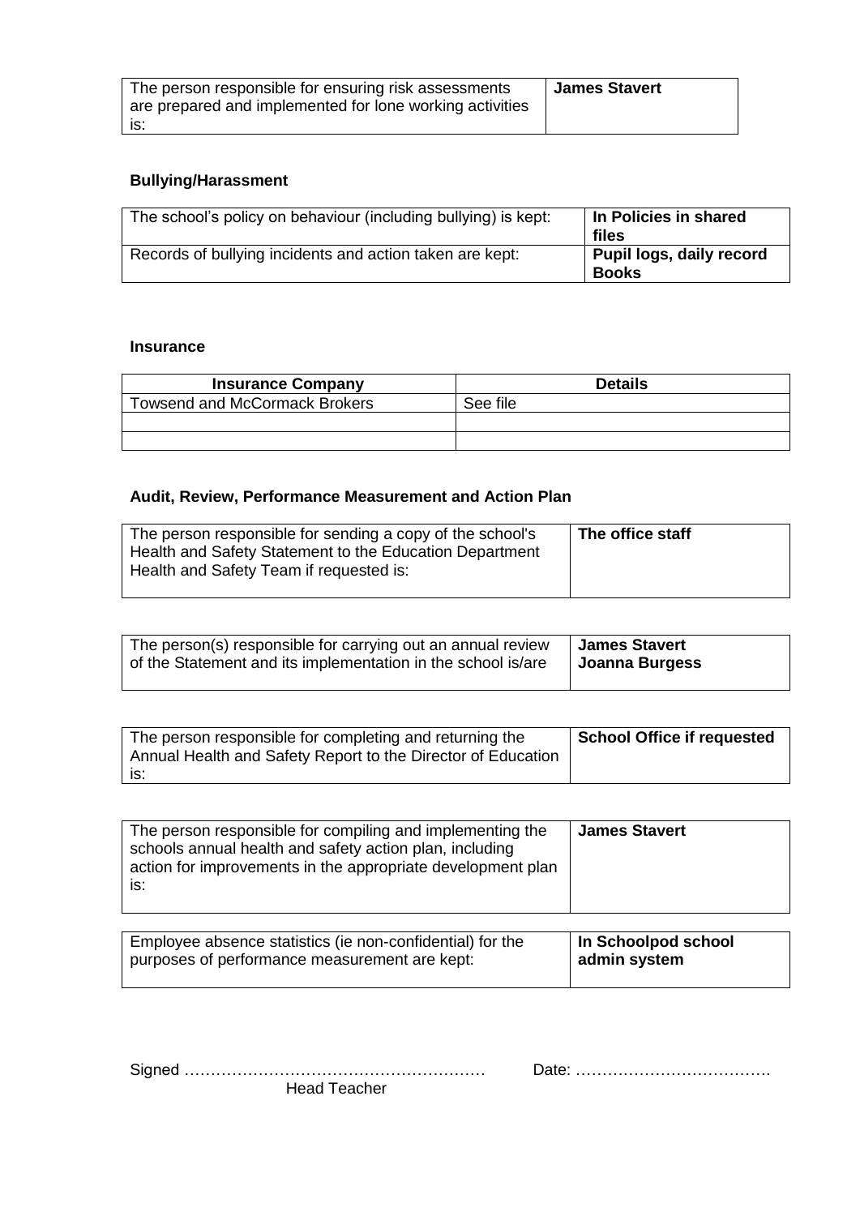| The person responsible for ensuring risk assessments are prepared and implemented for lone working activities is: | **James Stavert** |
|---|---|

### Bullying/Harassment

| The school's policy on behaviour (including bullying) is kept: | **In Policies in shared files** |
|---|---|
| Records of bullying incidents and action taken are kept: | **Pupil logs, daily record Books** |

### Insurance

| Insurance Company | Details |
|---|---|
| Towsend and McCormack Brokers | See file |
| | |
| | |

### Audit, Review, Performance Measurement and Action Plan

| The person responsible for sending a copy of the school's Health and Safety Statement to the Education Department Health and Safety Team if requested is: | **The office staff** |
|---|---|

| The person(s) responsible for carrying out an annual review of the Statement and its implementation in the school is/are | **James Stavert**<br>**Joanna Burgess** |
|---|---|

| The person responsible for completing and returning the Annual Health and Safety Report to the Director of Education is: | **School Office if requested** |
|---|---|

| The person responsible for compiling and implementing the schools annual health and safety action plan, including action for improvements in the appropriate development plan is: | **James Stavert** |
|---|---|

| Employee absence statistics (ie non-confidential) for the purposes of performance measurement are kept: | **In Schoolpod school admin system** |
|---|---|

Signed ………………………………………………… Date: ……………………………….
Head Teacher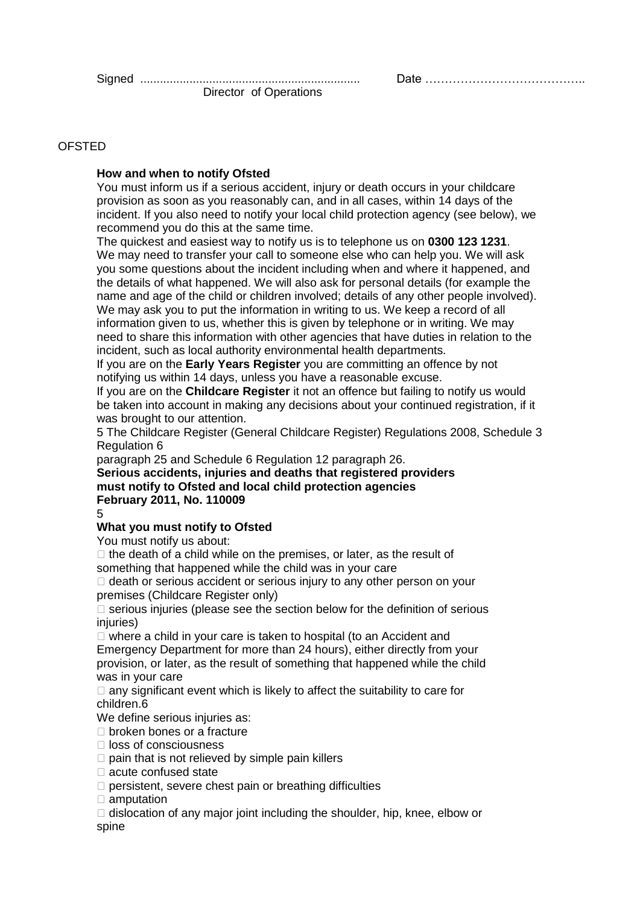Signed .................................................................. Date …………………………………..
Director of Operations

OFSTED

**How and when to notify Ofsted**

You must inform us if a serious accident, injury or death occurs in your childcare provision as soon as you reasonably can, and in all cases, within 14 days of the incident. If you also need to notify your local child protection agency (see below), we recommend you do this at the same time.

The quickest and easiest way to notify us is to telephone us on **0300 123 1231**. We may need to transfer your call to someone else who can help you. We will ask you some questions about the incident including when and where it happened, and the details of what happened. We will also ask for personal details (for example the name and age of the child or children involved; details of any other people involved). We may ask you to put the information in writing to us. We keep a record of all information given to us, whether this is given by telephone or in writing. We may need to share this information with other agencies that have duties in relation to the incident, such as local authority environmental health departments.

If you are on the **Early Years Register** you are committing an offence by not notifying us within 14 days, unless you have a reasonable excuse.

If you are on the **Childcare Register** it not an offence but failing to notify us would be taken into account in making any decisions about your continued registration, if it was brought to our attention.

5 The Childcare Register (General Childcare Register) Regulations 2008, Schedule 3 Regulation 6
paragraph 25 and Schedule 6 Regulation 12 paragraph 26.

**Serious accidents, injuries and deaths that registered providers must notify to Ofsted and local child protection agencies**
**February 2011, No. 110009**

5

**What you must notify to Ofsted**

You must notify us about:

- the death of a child while on the premises, or later, as the result of something that happened while the child was in your care
- death or serious accident or serious injury to any other person on your premises (Childcare Register only)
- serious injuries (please see the section below for the definition of serious injuries)
- where a child in your care is taken to hospital (to an Accident and Emergency Department for more than 24 hours), either directly from your provision, or later, as the result of something that happened while the child was in your care
- any significant event which is likely to affect the suitability to care for children.6

We define serious injuries as:

- broken bones or a fracture
- loss of consciousness
- pain that is not relieved by simple pain killers
- acute confused state
- persistent, severe chest pain or breathing difficulties
- amputation
- dislocation of any major joint including the shoulder, hip, knee, elbow or spine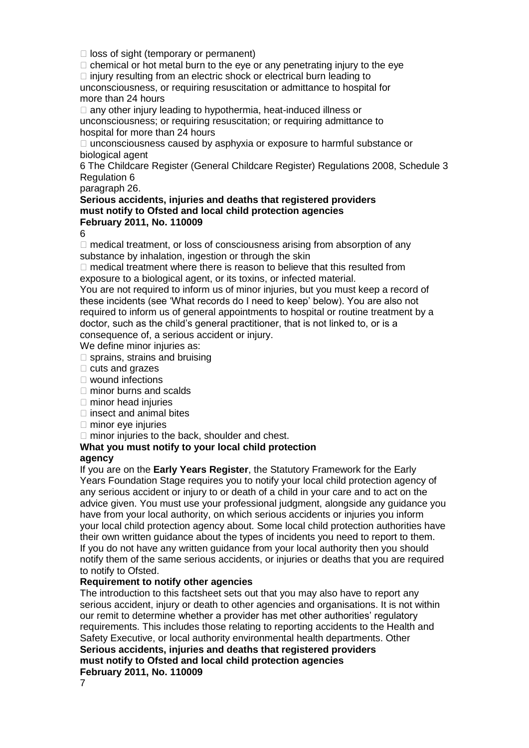- loss of sight (temporary or permanent)
- chemical or hot metal burn to the eye or any penetrating injury to the eye
- injury resulting from an electric shock or electrical burn leading to unconsciousness, or requiring resuscitation or admittance to hospital for more than 24 hours
- any other injury leading to hypothermia, heat-induced illness or unconsciousness; or requiring resuscitation; or requiring admittance to hospital for more than 24 hours
- unconsciousness caused by asphyxia or exposure to harmful substance or biological agent

6 The Childcare Register (General Childcare Register) Regulations 2008, Schedule 3 Regulation 6 paragraph 26.

- medical treatment, or loss of consciousness arising from absorption of any substance by inhalation, ingestion or through the skin
- medical treatment where there is reason to believe that this resulted from exposure to a biological agent, or its toxins, or infected material.

You are not required to inform us of minor injuries, but you must keep a record of these incidents (see 'What records do I need to keep' below). You are also not required to inform us of general appointments to hospital or routine treatment by a doctor, such as the child's general practitioner, that is not linked to, or is a consequence of, a serious accident or injury.

We define minor injuries as:

- sprains, strains and bruising
- cuts and grazes
- wound infections
- minor burns and scalds
- minor head injuries
- insect and animal bites
- minor eye injuries
- minor injuries to the back, shoulder and chest.

## What you must notify to your local child protection agency

If you are on the **Early Years Register**, the Statutory Framework for the Early Years Foundation Stage requires you to notify your local child protection agency of any serious accident or injury to or death of a child in your care and to act on the advice given. You must use your professional judgment, alongside any guidance you have from your local authority, on which serious accidents or injuries you inform your local child protection agency about. Some local child protection authorities have their own written guidance about the types of incidents you need to report to them. If you do not have any written guidance from your local authority then you should notify them of the same serious accidents, or injuries or deaths that you are required to notify to Ofsted.

## Requirement to notify other agencies

The introduction to this factsheet sets out that you may also have to report any serious accident, injury or death to other agencies and organisations. It is not within our remit to determine whether a provider has met other authorities' regulatory requirements. This includes those relating to reporting accidents to the Health and Safety Executive, or local authority environmental health departments. Other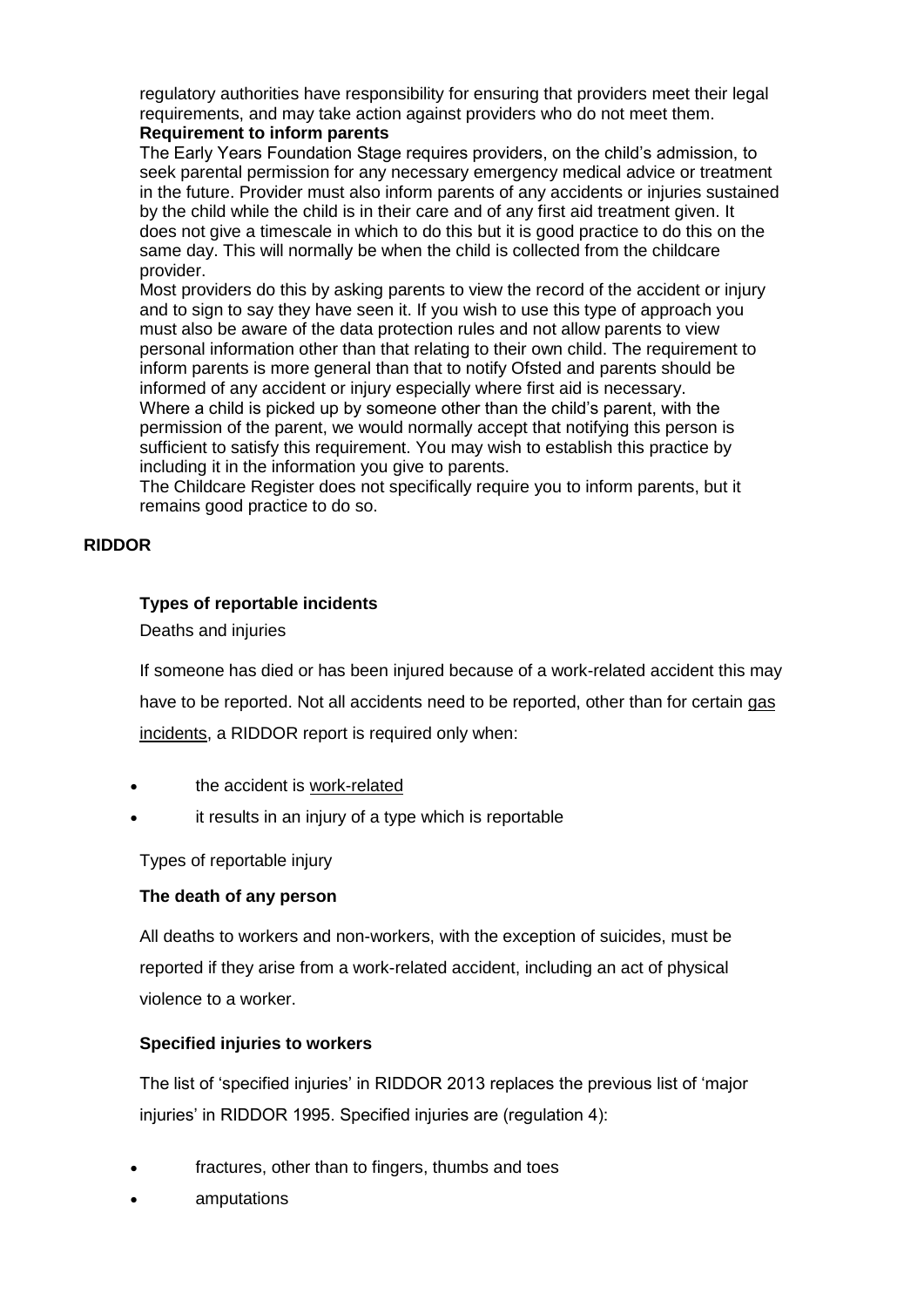regulatory authorities have responsibility for ensuring that providers meet their legal requirements, and may take action against providers who do not meet them.

**Requirement to inform parents**

The Early Years Foundation Stage requires providers, on the child's admission, to seek parental permission for any necessary emergency medical advice or treatment in the future. Provider must also inform parents of any accidents or injuries sustained by the child while the child is in their care and of any first aid treatment given. It does not give a timescale in which to do this but it is good practice to do this on the same day. This will normally be when the child is collected from the childcare provider.

Most providers do this by asking parents to view the record of the accident or injury and to sign to say they have seen it. If you wish to use this type of approach you must also be aware of the data protection rules and not allow parents to view personal information other than that relating to their own child. The requirement to inform parents is more general than that to notify Ofsted and parents should be informed of any accident or injury especially where first aid is necessary.

Where a child is picked up by someone other than the child's parent, with the permission of the parent, we would normally accept that notifying this person is sufficient to satisfy this requirement. You may wish to establish this practice by including it in the information you give to parents.

The Childcare Register does not specifically require you to inform parents, but it remains good practice to do so.

**RIDDOR**

**Types of reportable incidents**

Deaths and injuries

If someone has died or has been injured because of a work-related accident this may have to be reported. Not all accidents need to be reported, other than for certain gas incidents, a RIDDOR report is required only when:

- the accident is work-related
- it results in an injury of a type which is reportable

Types of reportable injury

**The death of any person**

All deaths to workers and non-workers, with the exception of suicides, must be reported if they arise from a work-related accident, including an act of physical violence to a worker.

**Specified injuries to workers**

The list of 'specified injuries' in RIDDOR 2013 replaces the previous list of 'major injuries' in RIDDOR 1995. Specified injuries are (regulation 4):

- fractures, other than to fingers, thumbs and toes
- amputations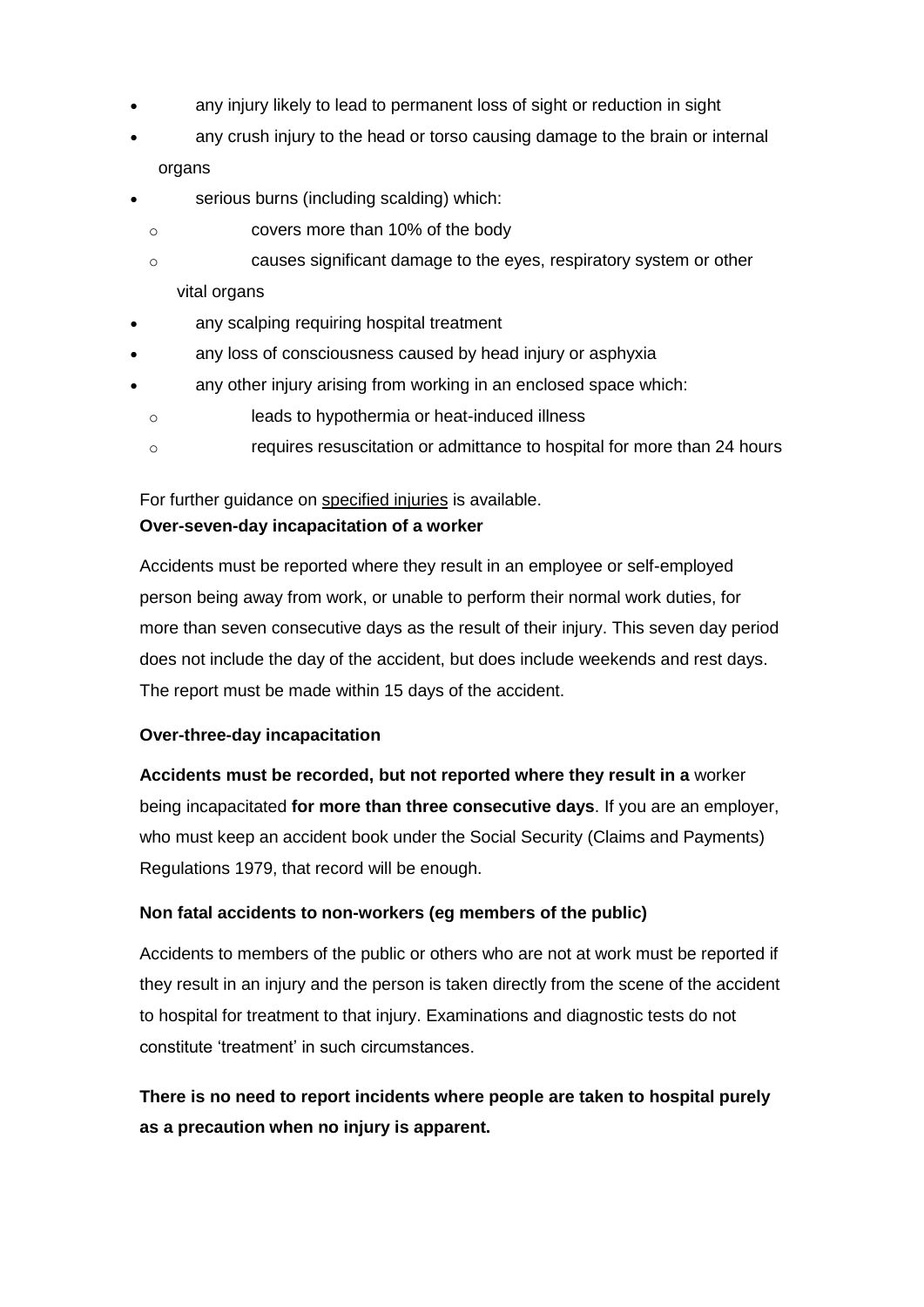- any injury likely to lead to permanent loss of sight or reduction in sight
- any crush injury to the head or torso causing damage to the brain or internal organs
- serious burns (including scalding) which:
  - covers more than 10% of the body
  - causes significant damage to the eyes, respiratory system or other vital organs
- any scalping requiring hospital treatment
- any loss of consciousness caused by head injury or asphyxia
- any other injury arising from working in an enclosed space which:
  - leads to hypothermia or heat-induced illness
  - requires resuscitation or admittance to hospital for more than 24 hours

For further guidance on specified injuries is available.

**Over-seven-day incapacitation of a worker**

Accidents must be reported where they result in an employee or self-employed person being away from work, or unable to perform their normal work duties, for more than seven consecutive days as the result of their injury. This seven day period does not include the day of the accident, but does include weekends and rest days. The report must be made within 15 days of the accident.

**Over-three-day incapacitation**

**Accidents must be recorded, but not reported where they result in a** worker being incapacitated **for more than three consecutive days**. If you are an employer, who must keep an accident book under the Social Security (Claims and Payments) Regulations 1979, that record will be enough.

**Non fatal accidents to non-workers (eg members of the public)**

Accidents to members of the public or others who are not at work must be reported if they result in an injury and the person is taken directly from the scene of the accident to hospital for treatment to that injury. Examinations and diagnostic tests do not constitute 'treatment' in such circumstances.

**There is no need to report incidents where people are taken to hospital purely as a precaution when no injury is apparent.**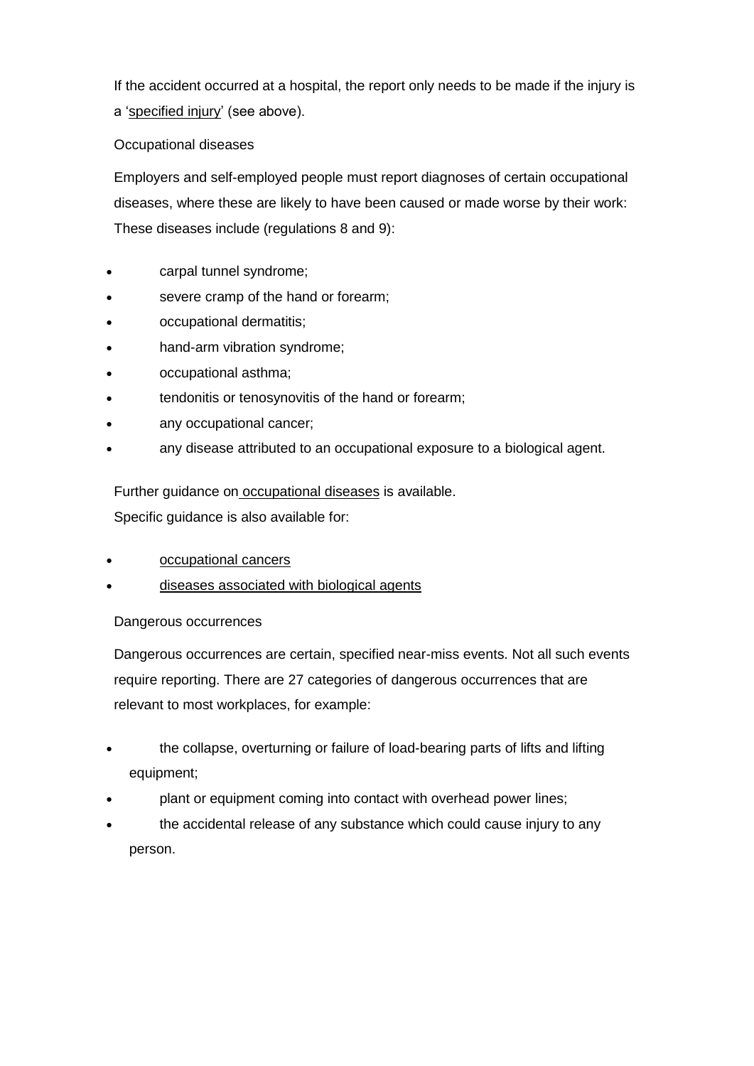If the accident occurred at a hospital, the report only needs to be made if the injury is a 'specified injury' (see above).

### Occupational diseases

Employers and self-employed people must report diagnoses of certain occupational diseases, where these are likely to have been caused or made worse by their work: These diseases include (regulations 8 and 9):

- carpal tunnel syndrome;
- severe cramp of the hand or forearm;
- occupational dermatitis;
- hand-arm vibration syndrome;
- occupational asthma;
- tendonitis or tenosynovitis of the hand or forearm;
- any occupational cancer;
- any disease attributed to an occupational exposure to a biological agent.

Further guidance on occupational diseases is available.
Specific guidance is also available for:

- occupational cancers
- diseases associated with biological agents

### Dangerous occurrences

Dangerous occurrences are certain, specified near-miss events. Not all such events require reporting. There are 27 categories of dangerous occurrences that are relevant to most workplaces, for example:

- the collapse, overturning or failure of load-bearing parts of lifts and lifting equipment;
- plant or equipment coming into contact with overhead power lines;
- the accidental release of any substance which could cause injury to any person.